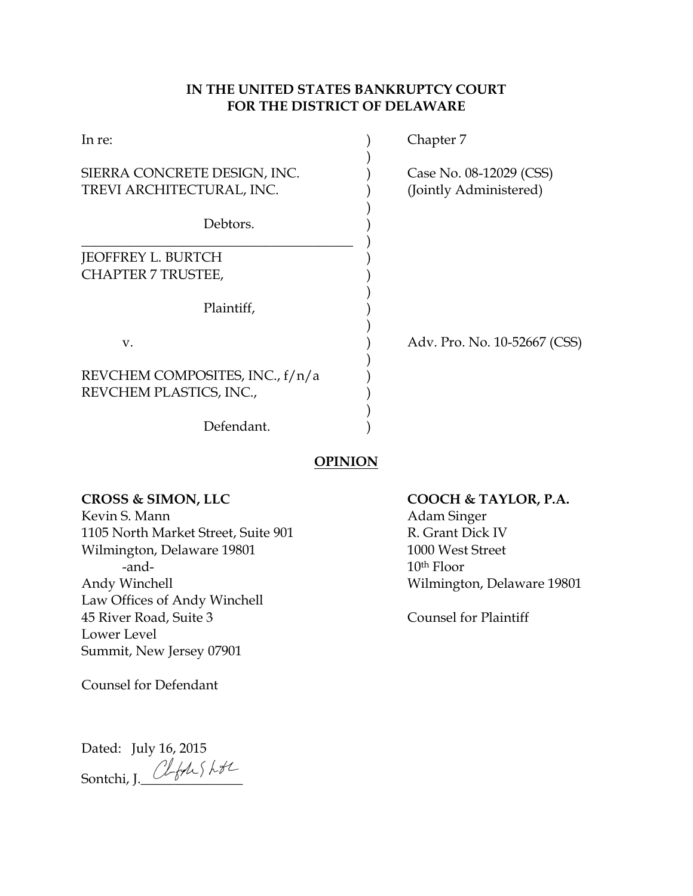**IN THE UNITED STATES BANKRUPTCY COURT**
**FOR THE DISTRICT OF DELAWARE**

| | | |
|---|---|---|
| In re: | ) | Chapter 7 |
| | ) | |
| SIERRA CONCRETE DESIGN, INC. | ) | Case No. 08-12029 (CSS) |
| TREVI ARCHITECTURAL, INC. | ) | (Jointly Administered) |
| | ) | |
| Debtors. | ) | |
| | ) | |
| JEOFFREY L. BURTCH | ) | |
| CHAPTER 7 TRUSTEE, | ) | |
| | ) | |
| Plaintiff, | ) | |
| | ) | |
| v. | ) | Adv. Pro. No. 10-52667 (CSS) |
| | ) | |
| REVCHEM COMPOSITES, INC., f/n/a | ) | |
| REVCHEM PLASTICS, INC., | ) | |
| | ) | |
| Defendant. | ) | |

**OPINION**

**CROSS & SIMON, LLC**
Kevin S. Mann
1105 North Market Street, Suite 901
Wilmington, Delaware 19801
-and-
Andy Winchell
Law Offices of Andy Winchell
45 River Road, Suite 3
Lower Level
Summit, New Jersey 07901

Counsel for Defendant

**COOCH & TAYLOR, P.A.**
Adam Singer
R. Grant Dick IV
1000 West Street
10th Floor
Wilmington, Delaware 19801

Counsel for Plaintiff

Dated: July 16, 2015
Sontchi, J.________________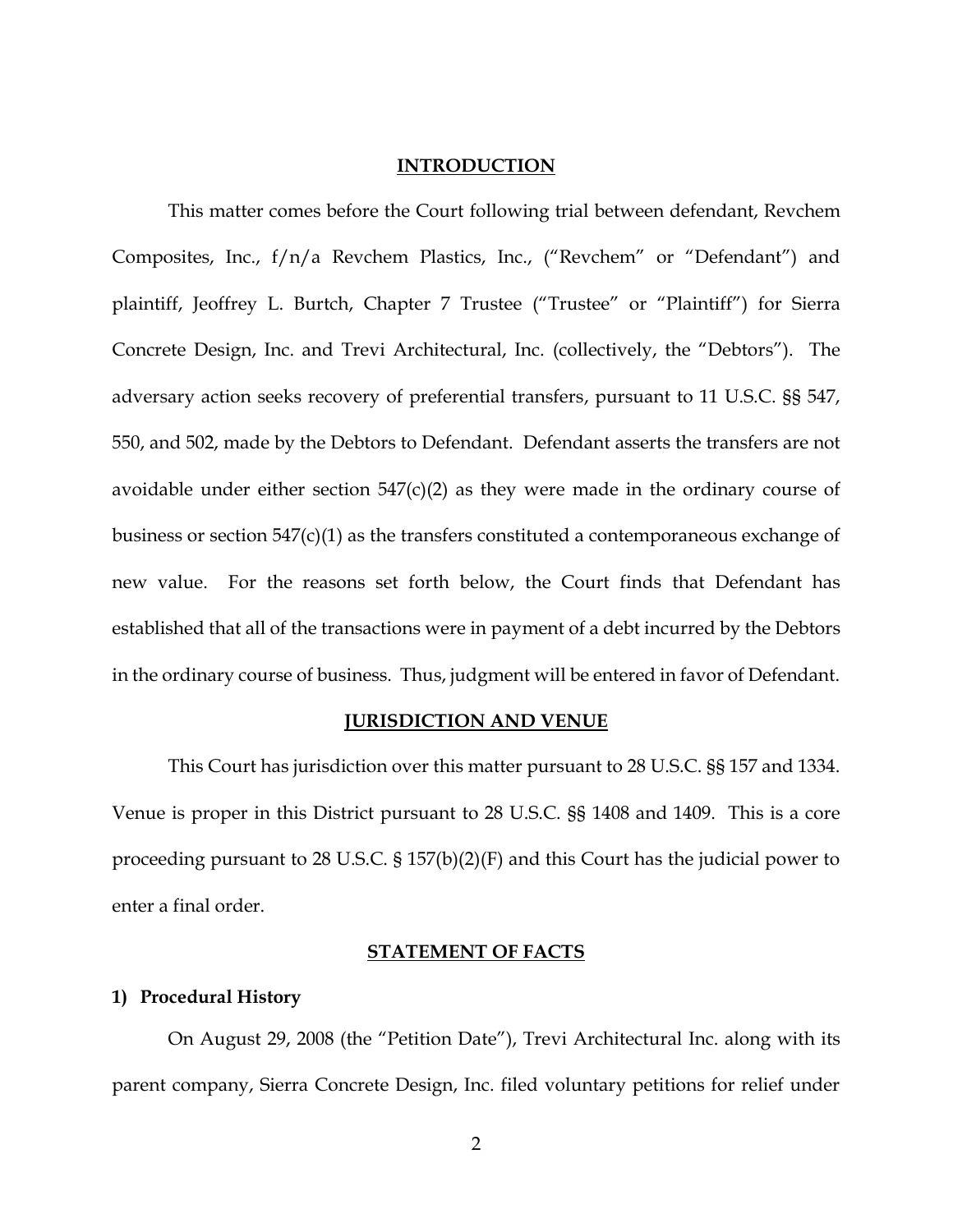## INTRODUCTION

This matter comes before the Court following trial between defendant, Revchem Composites, Inc., f/n/a Revchem Plastics, Inc., ("Revchem" or "Defendant") and plaintiff, Jeoffrey L. Burtch, Chapter 7 Trustee ("Trustee" or "Plaintiff") for Sierra Concrete Design, Inc. and Trevi Architectural, Inc. (collectively, the "Debtors"). The adversary action seeks recovery of preferential transfers, pursuant to 11 U.S.C. §§ 547, 550, and 502, made by the Debtors to Defendant. Defendant asserts the transfers are not avoidable under either section 547(c)(2) as they were made in the ordinary course of business or section 547(c)(1) as the transfers constituted a contemporaneous exchange of new value. For the reasons set forth below, the Court finds that Defendant has established that all of the transactions were in payment of a debt incurred by the Debtors in the ordinary course of business. Thus, judgment will be entered in favor of Defendant.

## JURISDICTION AND VENUE

This Court has jurisdiction over this matter pursuant to 28 U.S.C. §§ 157 and 1334. Venue is proper in this District pursuant to 28 U.S.C. §§ 1408 and 1409. This is a core proceeding pursuant to 28 U.S.C. § 157(b)(2)(F) and this Court has the judicial power to enter a final order.

## STATEMENT OF FACTS

### 1) Procedural History

On August 29, 2008 (the "Petition Date"), Trevi Architectural Inc. along with its parent company, Sierra Concrete Design, Inc. filed voluntary petitions for relief under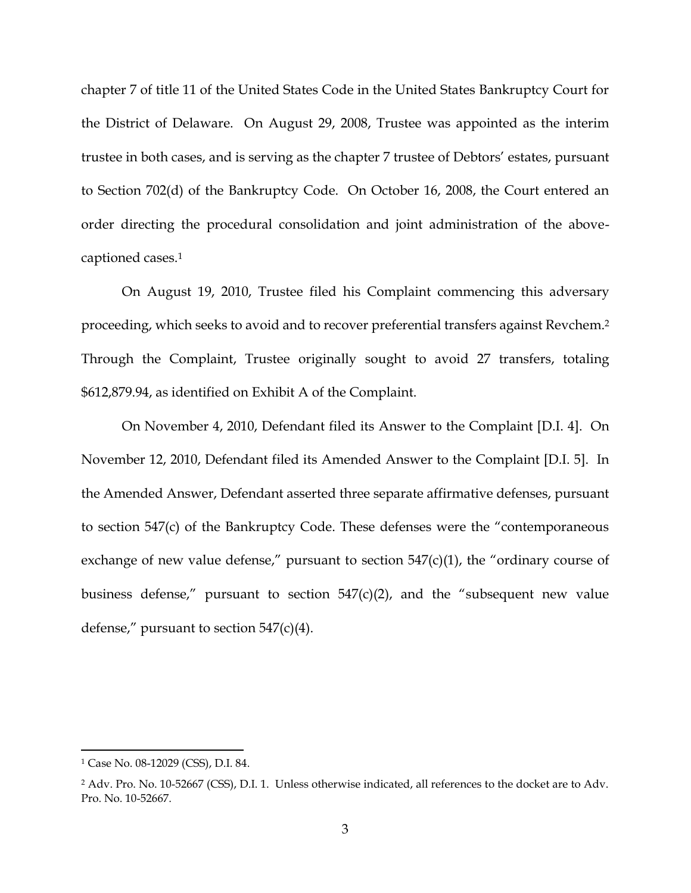chapter 7 of title 11 of the United States Code in the United States Bankruptcy Court for the District of Delaware. On August 29, 2008, Trustee was appointed as the interim trustee in both cases, and is serving as the chapter 7 trustee of Debtors' estates, pursuant to Section 702(d) of the Bankruptcy Code. On October 16, 2008, the Court entered an order directing the procedural consolidation and joint administration of the above-captioned cases.[1]

On August 19, 2010, Trustee filed his Complaint commencing this adversary proceeding, which seeks to avoid and to recover preferential transfers against Revchem.[2] Through the Complaint, Trustee originally sought to avoid 27 transfers, totaling $612,879.94, as identified on Exhibit A of the Complaint.

On November 4, 2010, Defendant filed its Answer to the Complaint [D.I. 4]. On November 12, 2010, Defendant filed its Amended Answer to the Complaint [D.I. 5]. In the Amended Answer, Defendant asserted three separate affirmative defenses, pursuant to section 547(c) of the Bankruptcy Code. These defenses were the "contemporaneous exchange of new value defense," pursuant to section 547(c)(1), the "ordinary course of business defense," pursuant to section 547(c)(2), and the "subsequent new value defense," pursuant to section 547(c)(4).

---

[1] Case No. 08-12029 (CSS), D.I. 84.

[2] Adv. Pro. No. 10-52667 (CSS), D.I. 1. Unless otherwise indicated, all references to the docket are to Adv. Pro. No. 10-52667.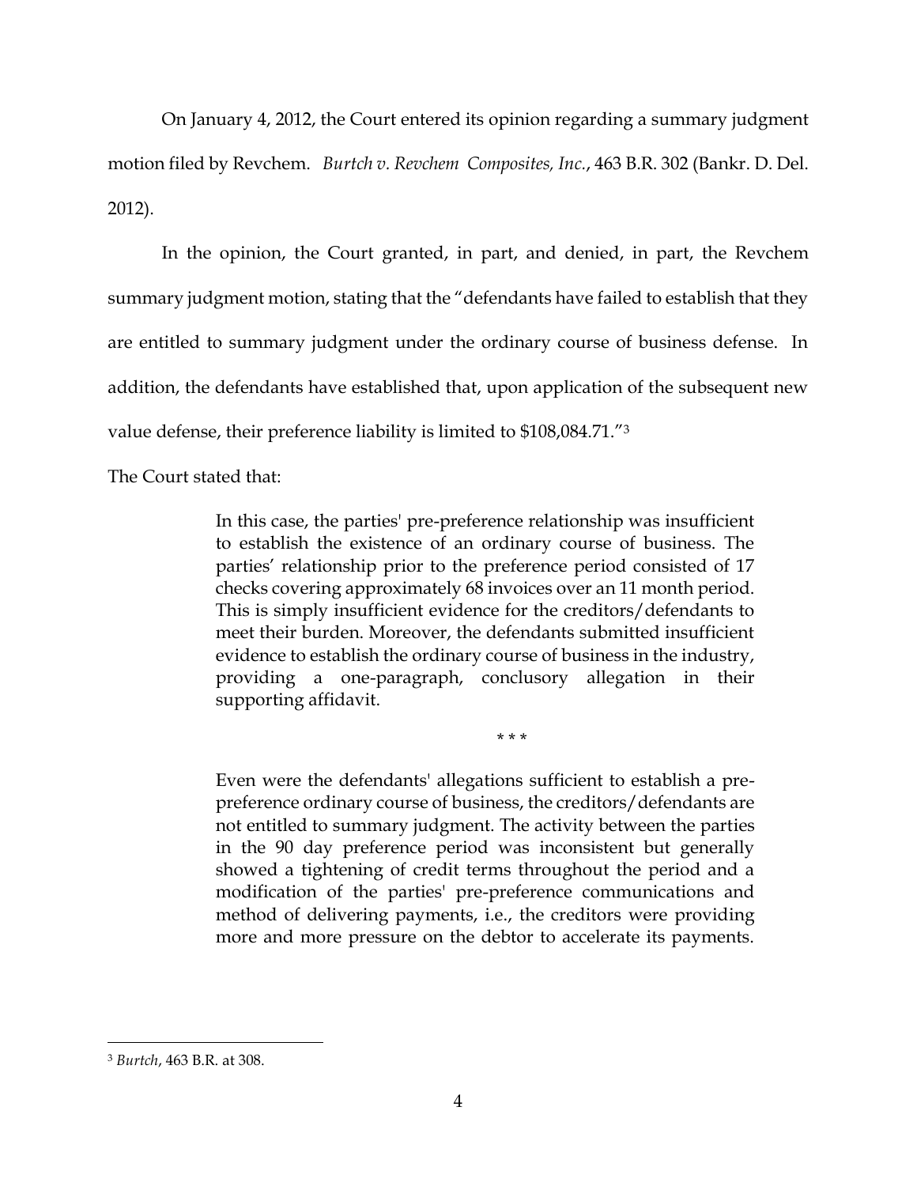On January 4, 2012, the Court entered its opinion regarding a summary judgment motion filed by Revchem. *Burtch v. Revchem Composites, Inc.*, 463 B.R. 302 (Bankr. D. Del. 2012).

In the opinion, the Court granted, in part, and denied, in part, the Revchem summary judgment motion, stating that the "defendants have failed to establish that they are entitled to summary judgment under the ordinary course of business defense. In addition, the defendants have established that, upon application of the subsequent new value defense, their preference liability is limited to $108,084.71."[3]

The Court stated that:

> In this case, the parties' pre-preference relationship was insufficient to establish the existence of an ordinary course of business. The parties' relationship prior to the preference period consisted of 17 checks covering approximately 68 invoices over an 11 month period. This is simply insufficient evidence for the creditors/defendants to meet their burden. Moreover, the defendants submitted insufficient evidence to establish the ordinary course of business in the industry, providing a one-paragraph, conclusory allegation in their supporting affidavit.
>
> \* \* \*
>
> Even were the defendants' allegations sufficient to establish a pre-preference ordinary course of business, the creditors/defendants are not entitled to summary judgment. The activity between the parties in the 90 day preference period was inconsistent but generally showed a tightening of credit terms throughout the period and a modification of the parties' pre-preference communications and method of delivering payments, i.e., the creditors were providing more and more pressure on the debtor to accelerate its payments.

[3] *Burtch*, 463 B.R. at 308.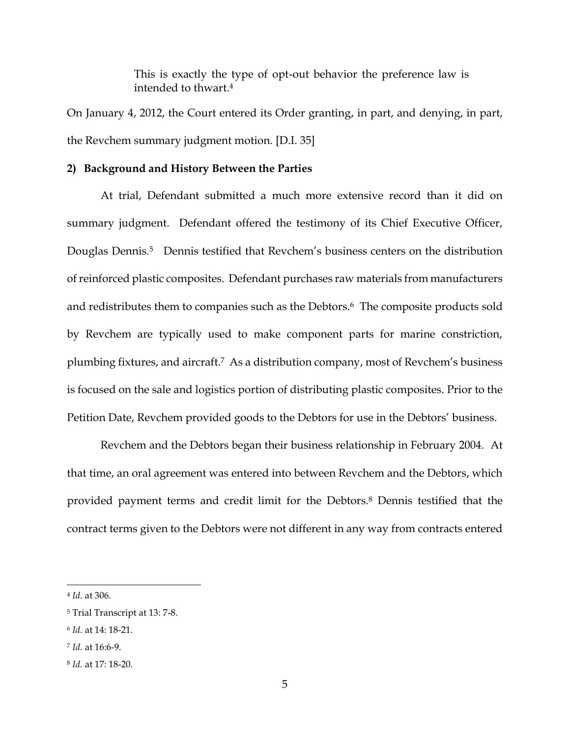> This is exactly the type of opt-out behavior the preference law is intended to thwart.[4]

On January 4, 2012, the Court entered its Order granting, in part, and denying, in part, the Revchem summary judgment motion. [D.I. 35]

**2) Background and History Between the Parties**

At trial, Defendant submitted a much more extensive record than it did on summary judgment. Defendant offered the testimony of its Chief Executive Officer, Douglas Dennis.[5] Dennis testified that Revchem's business centers on the distribution of reinforced plastic composites. Defendant purchases raw materials from manufacturers and redistributes them to companies such as the Debtors.[6] The composite products sold by Revchem are typically used to make component parts for marine constriction, plumbing fixtures, and aircraft.[7] As a distribution company, most of Revchem's business is focused on the sale and logistics portion of distributing plastic composites. Prior to the Petition Date, Revchem provided goods to the Debtors for use in the Debtors' business.

Revchem and the Debtors began their business relationship in February 2004. At that time, an oral agreement was entered into between Revchem and the Debtors, which provided payment terms and credit limit for the Debtors.[8] Dennis testified that the contract terms given to the Debtors were not different in any way from contracts entered

---

[4] *Id*. at 306.

[5] Trial Transcript at 13: 7-8.

[6] *Id.* at 14: 18-21.

[7] *Id.* at 16:6-9.

[8] *Id.* at 17: 18-20.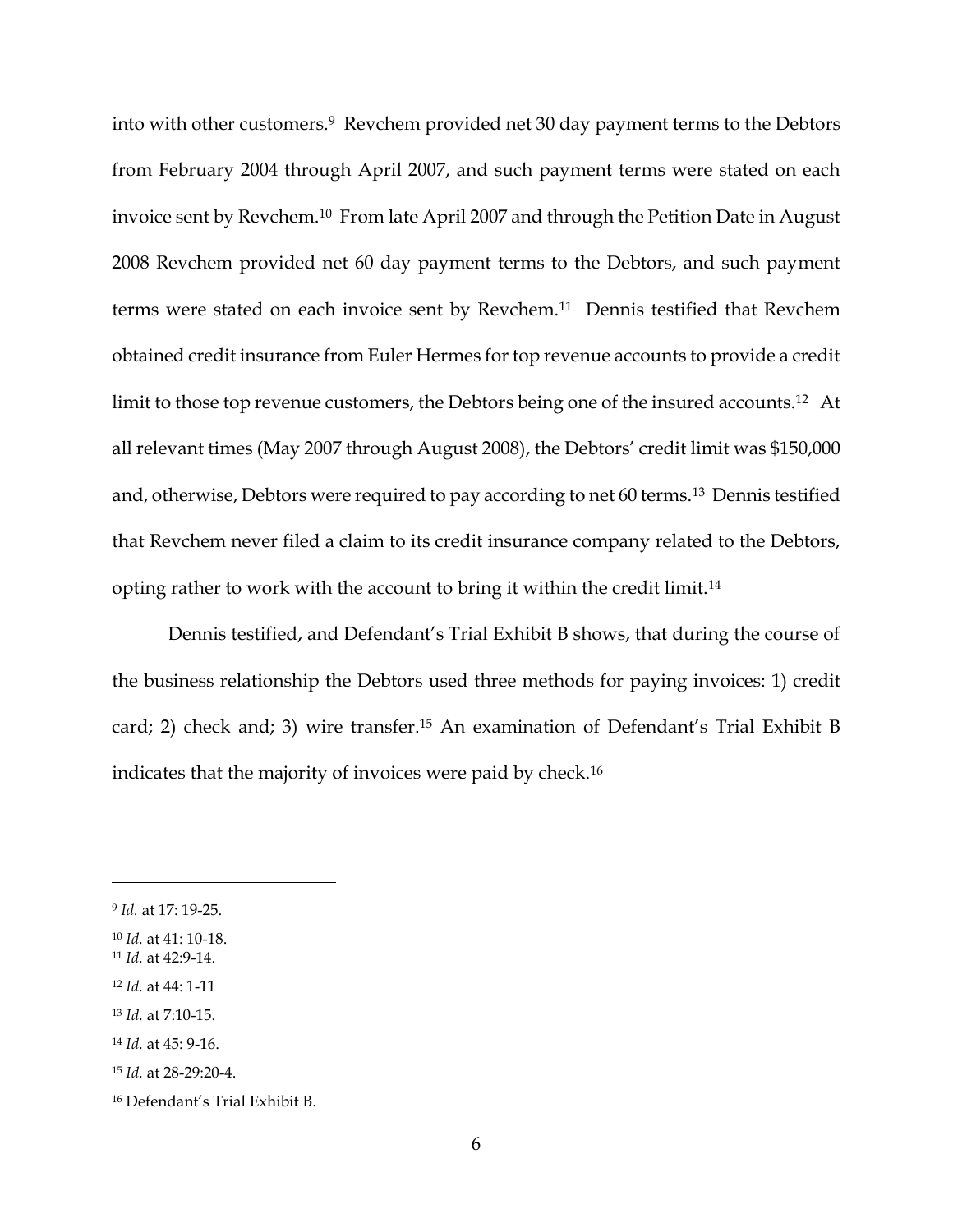into with other customers.[9] Revchem provided net 30 day payment terms to the Debtors from February 2004 through April 2007, and such payment terms were stated on each invoice sent by Revchem.[10] From late April 2007 and through the Petition Date in August 2008 Revchem provided net 60 day payment terms to the Debtors, and such payment terms were stated on each invoice sent by Revchem.[11] Dennis testified that Revchem obtained credit insurance from Euler Hermes for top revenue accounts to provide a credit limit to those top revenue customers, the Debtors being one of the insured accounts.[12] At all relevant times (May 2007 through August 2008), the Debtors' credit limit was $150,000 and, otherwise, Debtors were required to pay according to net 60 terms.[13] Dennis testified that Revchem never filed a claim to its credit insurance company related to the Debtors, opting rather to work with the account to bring it within the credit limit.[14]

Dennis testified, and Defendant's Trial Exhibit B shows, that during the course of the business relationship the Debtors used three methods for paying invoices: 1) credit card; 2) check and; 3) wire transfer.[15] An examination of Defendant's Trial Exhibit B indicates that the majority of invoices were paid by check.[16]

---

[9] *Id.* at 17: 19-25.

[10] *Id.* at 41: 10-18.

[11] *Id.* at 42:9-14.

[12] *Id.* at 44: 1-11

[13] *Id.* at 7:10-15.

[14] *Id.* at 45: 9-16.

[15] *Id.* at 28-29:20-4.

[16] Defendant's Trial Exhibit B.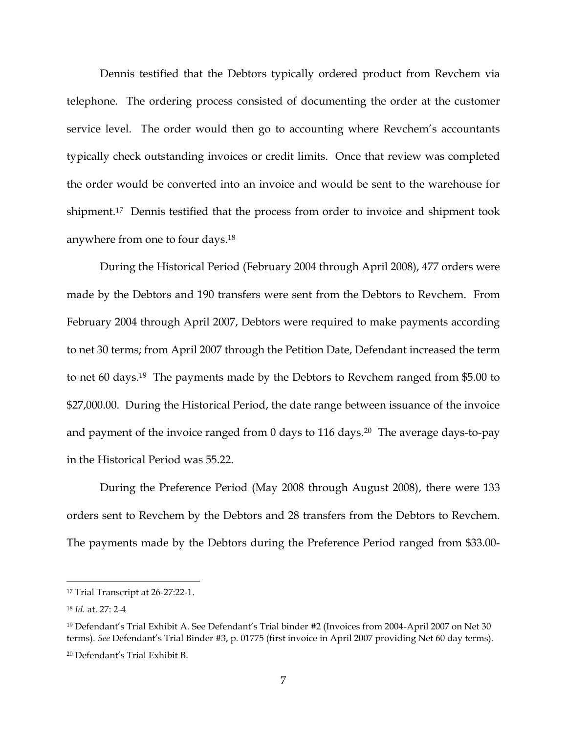Dennis testified that the Debtors typically ordered product from Revchem via telephone. The ordering process consisted of documenting the order at the customer service level. The order would then go to accounting where Revchem's accountants typically check outstanding invoices or credit limits. Once that review was completed the order would be converted into an invoice and would be sent to the warehouse for shipment.[17] Dennis testified that the process from order to invoice and shipment took anywhere from one to four days.[18]

During the Historical Period (February 2004 through April 2008), 477 orders were made by the Debtors and 190 transfers were sent from the Debtors to Revchem. From February 2004 through April 2007, Debtors were required to make payments according to net 30 terms; from April 2007 through the Petition Date, Defendant increased the term to net 60 days.[19] The payments made by the Debtors to Revchem ranged from $5.00 to $27,000.00. During the Historical Period, the date range between issuance of the invoice and payment of the invoice ranged from 0 days to 116 days.[20] The average days-to-pay in the Historical Period was 55.22.

During the Preference Period (May 2008 through August 2008), there were 133 orders sent to Revchem by the Debtors and 28 transfers from the Debtors to Revchem. The payments made by the Debtors during the Preference Period ranged from $33.00-

---

[17] Trial Transcript at 26-27:22-1.

[18] *Id.* at. 27: 2-4

[19] Defendant's Trial Exhibit A. See Defendant's Trial binder #2 (Invoices from 2004-April 2007 on Net 30 terms). *See* Defendant's Trial Binder #3, p. 01775 (first invoice in April 2007 providing Net 60 day terms).

[20] Defendant's Trial Exhibit B.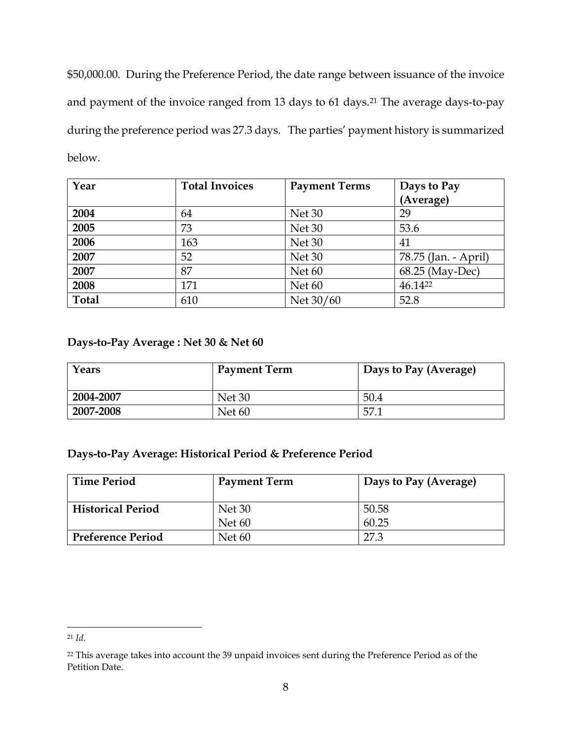$50,000.00. During the Preference Period, the date range between issuance of the invoice and payment of the invoice ranged from 13 days to 61 days.[21] The average days-to-pay during the preference period was 27.3 days. The parties' payment history is summarized below.

| Year | Total Invoices | Payment Terms | Days to Pay (Average) |
|---|---|---|---|
| **2004** | 64 | Net 30 | 29 |
| **2005** | 73 | Net 30 | 53.6 |
| **2006** | 163 | Net 30 | 41 |
| **2007** | 52 | Net 30 | 78.75 (Jan. - April) |
| **2007** | 87 | Net 60 | 68.25 (May-Dec) |
| **2008** | 171 | Net 60 | 46.14[22] |
| **Total** | 610 | Net 30/60 | 52.8 |

**Days-to-Pay Average : Net 30 & Net 60**

| Years | Payment Term | Days to Pay (Average) |
|---|---|---|
| **2004-2007** | Net 30 | 50.4 |
| **2007-2008** | Net 60 | 57.1 |

**Days-to-Pay Average: Historical Period & Preference Period**

| Time Period | Payment Term | Days to Pay (Average) |
|---|---|---|
| **Historical Period** | Net 30<br>Net 60 | 50.58<br>60.25 |
| **Preference Period** | Net 60 | 27.3 |

[21] *Id.*

[22] This average takes into account the 39 unpaid invoices sent during the Preference Period as of the Petition Date.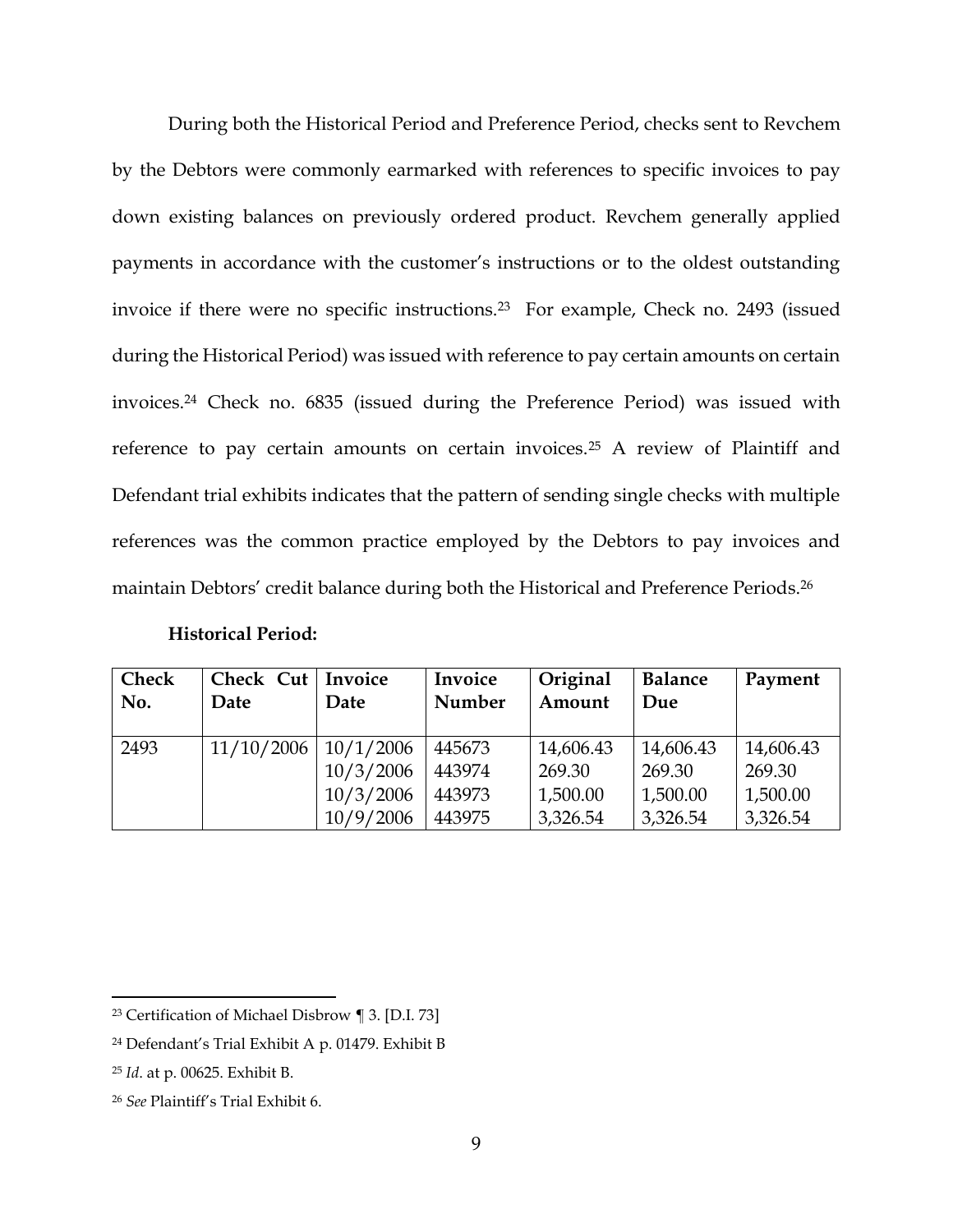During both the Historical Period and Preference Period, checks sent to Revchem by the Debtors were commonly earmarked with references to specific invoices to pay down existing balances on previously ordered product. Revchem generally applied payments in accordance with the customer's instructions or to the oldest outstanding invoice if there were no specific instructions.[23] For example, Check no. 2493 (issued during the Historical Period) was issued with reference to pay certain amounts on certain invoices.[24] Check no. 6835 (issued during the Preference Period) was issued with reference to pay certain amounts on certain invoices.[25] A review of Plaintiff and Defendant trial exhibits indicates that the pattern of sending single checks with multiple references was the common practice employed by the Debtors to pay invoices and maintain Debtors' credit balance during both the Historical and Preference Periods.[26]

**Historical Period:**

| Check No. | Check Cut Date | Invoice Date | Invoice Number | Original Amount | Balance Due | Payment |
|---|---|---|---|---|---|---|
| 2493 | 11/10/2006 | 10/1/2006 | 445673 | 14,606.43 | 14,606.43 | 14,606.43 |
| | | 10/3/2006 | 443974 | 269.30 | 269.30 | 269.30 |
| | | 10/3/2006 | 443973 | 1,500.00 | 1,500.00 | 1,500.00 |
| | | 10/9/2006 | 443975 | 3,326.54 | 3,326.54 | 3,326.54 |

[23] Certification of Michael Disbrow ¶ 3. [D.I. 73]

[24] Defendant's Trial Exhibit A p. 01479. Exhibit B

[25] *Id*. at p. 00625. Exhibit B.

[26] *See* Plaintiff's Trial Exhibit 6.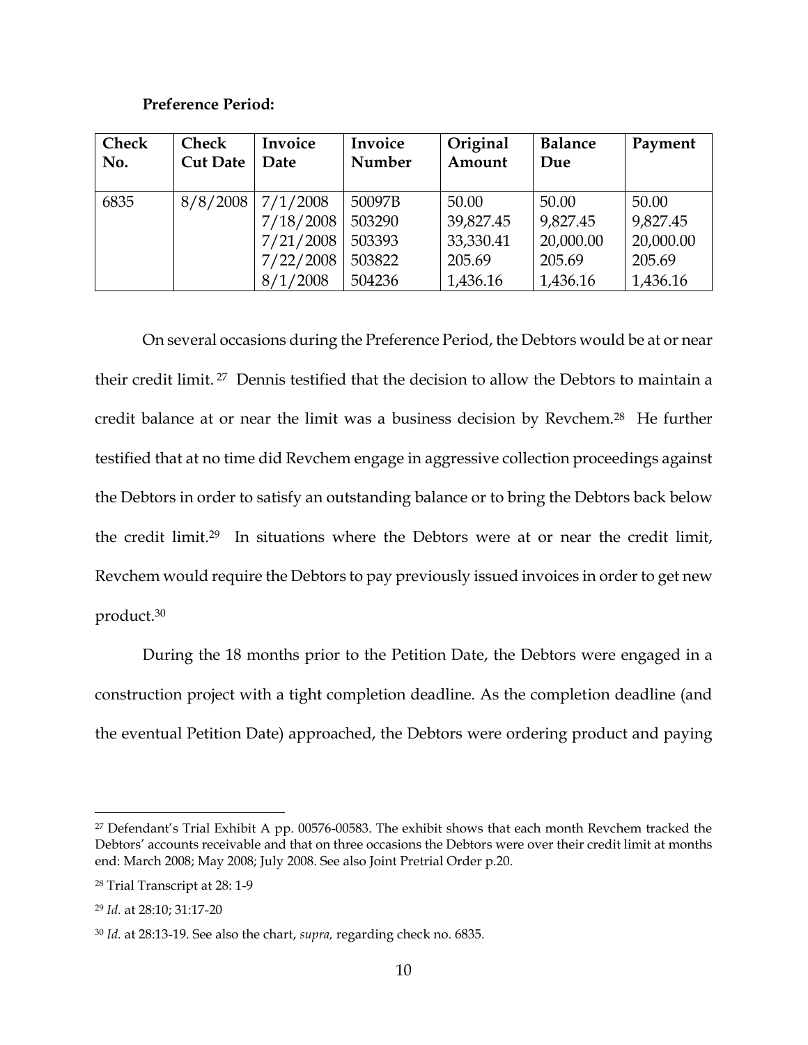**Preference Period:**

| Check No. | Check Cut Date | Invoice Date | Invoice Number | Original Amount | Balance Due | Payment |
|---|---|---|---|---|---|---|
| 6835 | 8/8/2008 | 7/1/2008 | 50097B | 50.00 | 50.00 | 50.00 |
| | | 7/18/2008 | 503290 | 39,827.45 | 9,827.45 | 9,827.45 |
| | | 7/21/2008 | 503393 | 33,330.41 | 20,000.00 | 20,000.00 |
| | | 7/22/2008 | 503822 | 205.69 | 205.69 | 205.69 |
| | | 8/1/2008 | 504236 | 1,436.16 | 1,436.16 | 1,436.16 |

On several occasions during the Preference Period, the Debtors would be at or near their credit limit.[27] Dennis testified that the decision to allow the Debtors to maintain a credit balance at or near the limit was a business decision by Revchem.[28] He further testified that at no time did Revchem engage in aggressive collection proceedings against the Debtors in order to satisfy an outstanding balance or to bring the Debtors back below the credit limit.[29] In situations where the Debtors were at or near the credit limit, Revchem would require the Debtors to pay previously issued invoices in order to get new product.[30]

During the 18 months prior to the Petition Date, the Debtors were engaged in a construction project with a tight completion deadline. As the completion deadline (and the eventual Petition Date) approached, the Debtors were ordering product and paying

---

[27] Defendant's Trial Exhibit A pp. 00576-00583. The exhibit shows that each month Revchem tracked the Debtors' accounts receivable and that on three occasions the Debtors were over their credit limit at months end: March 2008; May 2008; July 2008. See also Joint Pretrial Order p.20.

[28] Trial Transcript at 28: 1-9

[29] *Id.* at 28:10; 31:17-20

[30] *Id.* at 28:13-19. See also the chart, *supra,* regarding check no. 6835.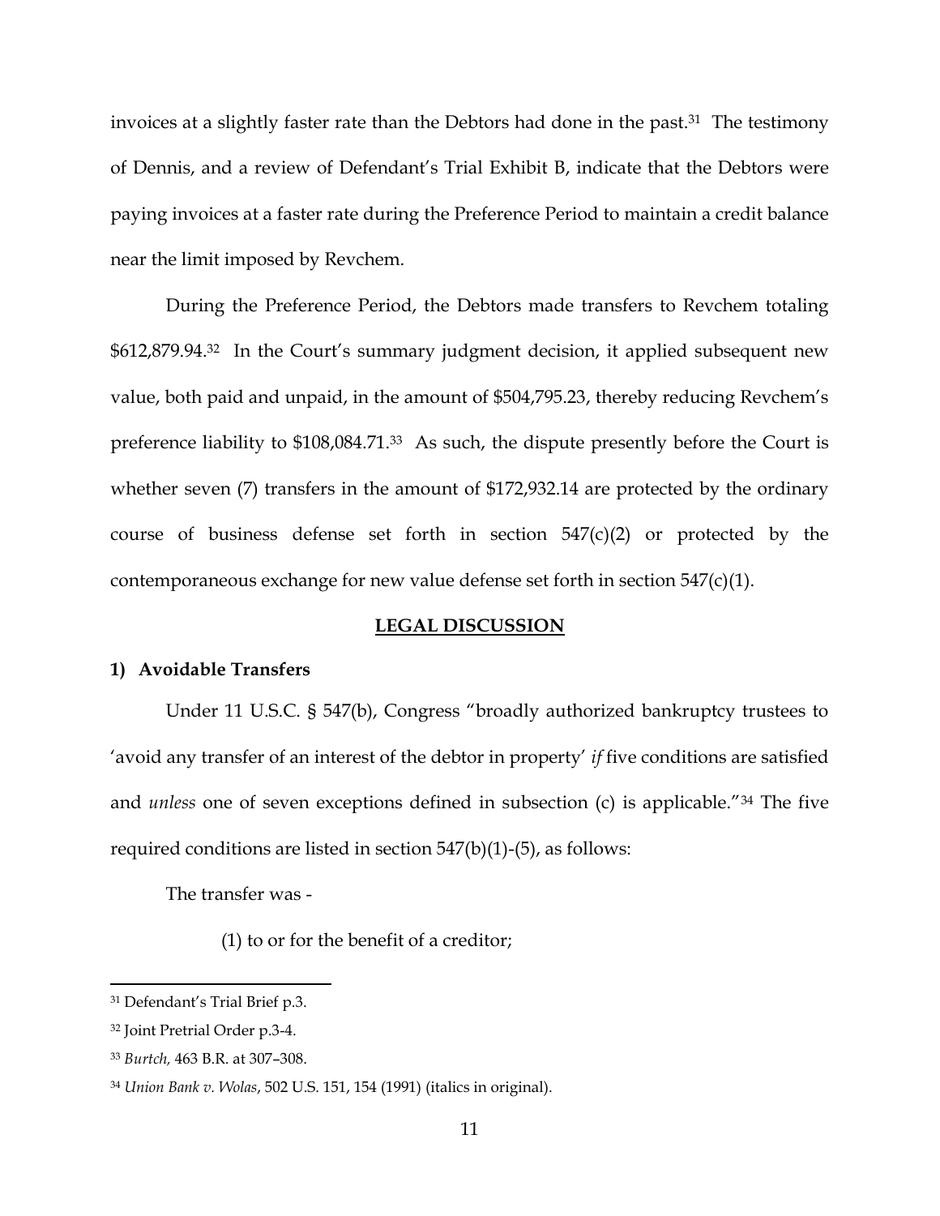invoices at a slightly faster rate than the Debtors had done in the past.[31] The testimony of Dennis, and a review of Defendant's Trial Exhibit B, indicate that the Debtors were paying invoices at a faster rate during the Preference Period to maintain a credit balance near the limit imposed by Revchem.

During the Preference Period, the Debtors made transfers to Revchem totaling $612,879.94.[32] In the Court's summary judgment decision, it applied subsequent new value, both paid and unpaid, in the amount of $504,795.23, thereby reducing Revchem's preference liability to $108,084.71.[33] As such, the dispute presently before the Court is whether seven (7) transfers in the amount of $172,932.14 are protected by the ordinary course of business defense set forth in section 547(c)(2) or protected by the contemporaneous exchange for new value defense set forth in section 547(c)(1).

## LEGAL DISCUSSION

### 1) Avoidable Transfers

Under 11 U.S.C. § 547(b), Congress "broadly authorized bankruptcy trustees to 'avoid any transfer of an interest of the debtor in property' *if* five conditions are satisfied and *unless* one of seven exceptions defined in subsection (c) is applicable."[34] The five required conditions are listed in section 547(b)(1)-(5), as follows:

The transfer was -

(1) to or for the benefit of a creditor;

---

[31] Defendant's Trial Brief p.3.

[32] Joint Pretrial Order p.3-4.

[33] *Burtch,* 463 B.R. at 307–308.

[34] *Union Bank v. Wolas*, 502 U.S. 151, 154 (1991) (italics in original).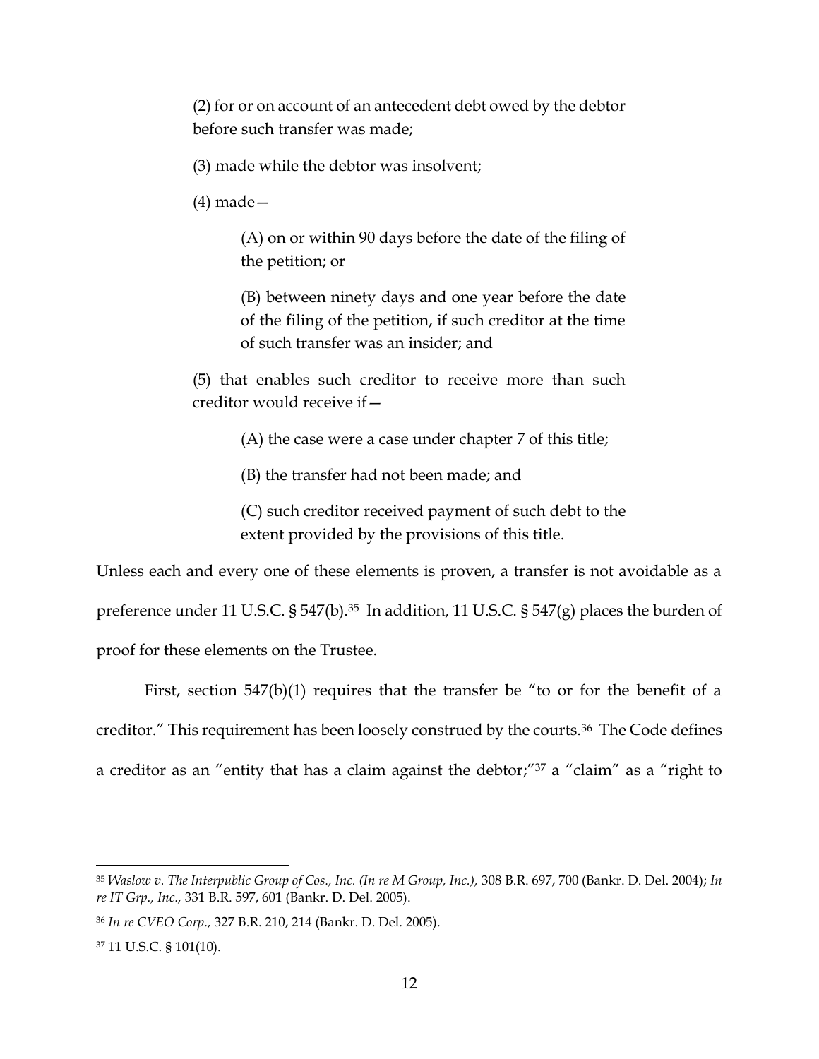> (2) for or on account of an antecedent debt owed by the debtor before such transfer was made;
>
> (3) made while the debtor was insolvent;
>
> (4) made—
>
> > (A) on or within 90 days before the date of the filing of the petition; or
> >
> > (B) between ninety days and one year before the date of the filing of the petition, if such creditor at the time of such transfer was an insider; and
>
> (5) that enables such creditor to receive more than such creditor would receive if—
>
> > (A) the case were a case under chapter 7 of this title;
> >
> > (B) the transfer had not been made; and
> >
> > (C) such creditor received payment of such debt to the extent provided by the provisions of this title.

Unless each and every one of these elements is proven, a transfer is not avoidable as a preference under 11 U.S.C. § 547(b).[35] In addition, 11 U.S.C. § 547(g) places the burden of proof for these elements on the Trustee.

First, section 547(b)(1) requires that the transfer be "to or for the benefit of a creditor." This requirement has been loosely construed by the courts.[36] The Code defines a creditor as an "entity that has a claim against the debtor;"[37] a "claim" as a "right to

---

[35] *Waslow v. The Interpublic Group of Cos., Inc. (In re M Group, Inc.),* 308 B.R. 697, 700 (Bankr. D. Del. 2004); *In re IT Grp., Inc.,* 331 B.R. 597, 601 (Bankr. D. Del. 2005).

[36] *In re CVEO Corp.,* 327 B.R. 210, 214 (Bankr. D. Del. 2005).

[37] 11 U.S.C. § 101(10).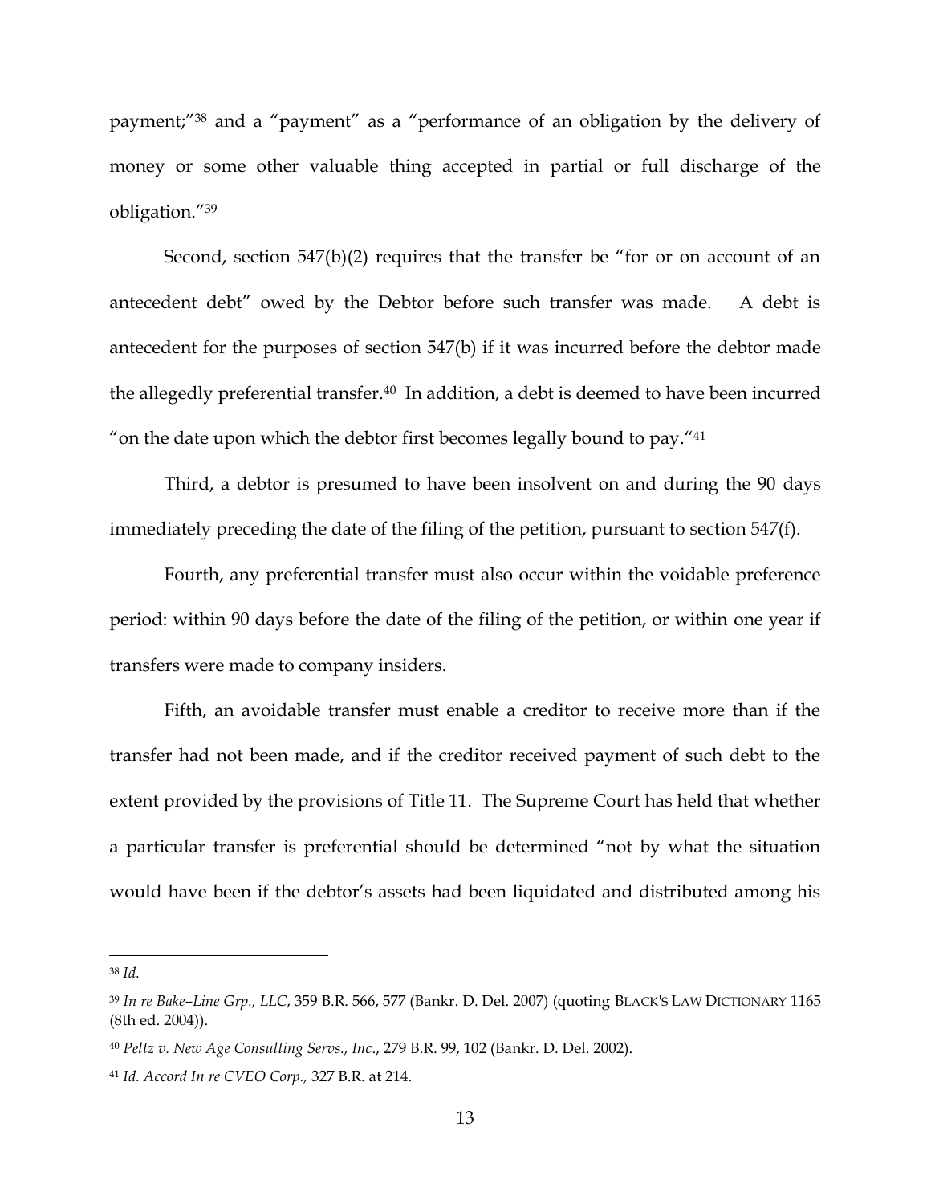payment;"[38] and a "payment" as a "performance of an obligation by the delivery of money or some other valuable thing accepted in partial or full discharge of the obligation."[39]

Second, section 547(b)(2) requires that the transfer be "for or on account of an antecedent debt" owed by the Debtor before such transfer was made. A debt is antecedent for the purposes of section 547(b) if it was incurred before the debtor made the allegedly preferential transfer.[40] In addition, a debt is deemed to have been incurred "on the date upon which the debtor first becomes legally bound to pay."[41]

Third, a debtor is presumed to have been insolvent on and during the 90 days immediately preceding the date of the filing of the petition, pursuant to section 547(f).

Fourth, any preferential transfer must also occur within the voidable preference period: within 90 days before the date of the filing of the petition, or within one year if transfers were made to company insiders.

Fifth, an avoidable transfer must enable a creditor to receive more than if the transfer had not been made, and if the creditor received payment of such debt to the extent provided by the provisions of Title 11. The Supreme Court has held that whether a particular transfer is preferential should be determined "not by what the situation would have been if the debtor's assets had been liquidated and distributed among his

---

[38] *Id*.

[39] *In re Bake–Line Grp., LLC*, 359 B.R. 566, 577 (Bankr. D. Del. 2007) (quoting BLACK'S LAW DICTIONARY 1165 (8th ed. 2004)).

[40] *Peltz v. New Age Consulting Servs., Inc*., 279 B.R. 99, 102 (Bankr. D. Del. 2002).

[41] *Id*. *Accord In re CVEO Corp.,* 327 B.R. at 214.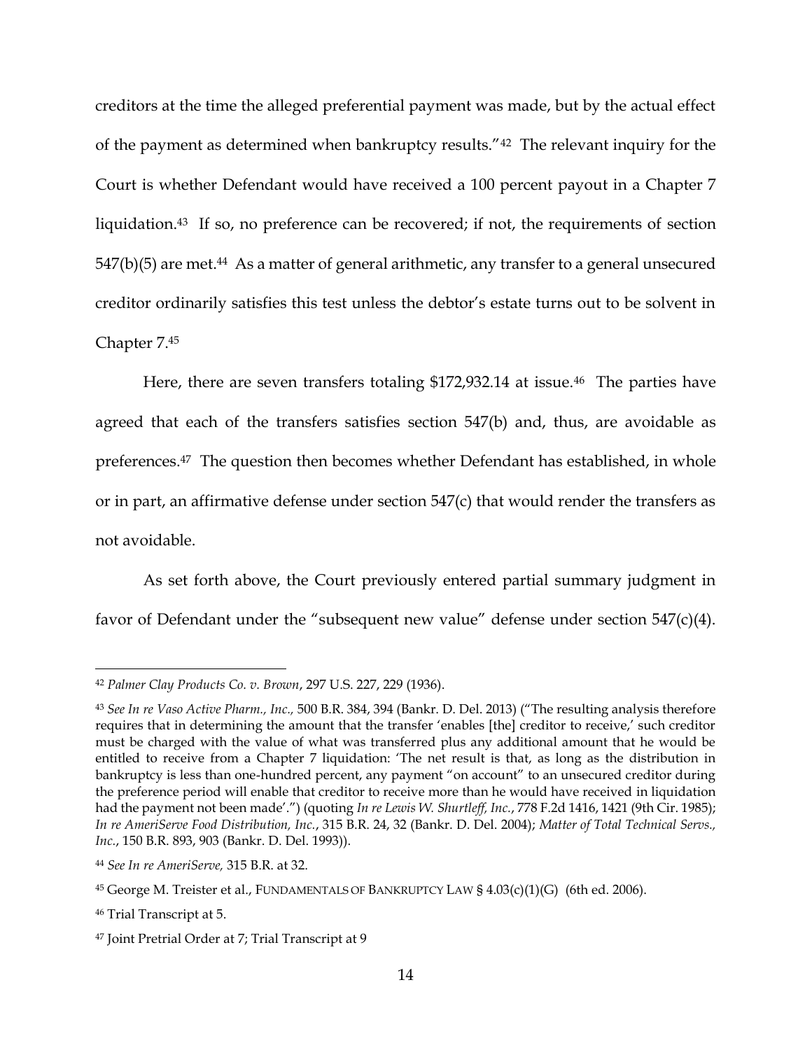creditors at the time the alleged preferential payment was made, but by the actual effect of the payment as determined when bankruptcy results."[42] The relevant inquiry for the Court is whether Defendant would have received a 100 percent payout in a Chapter 7 liquidation.[43] If so, no preference can be recovered; if not, the requirements of section 547(b)(5) are met.[44] As a matter of general arithmetic, any transfer to a general unsecured creditor ordinarily satisfies this test unless the debtor's estate turns out to be solvent in Chapter 7.[45]

Here, there are seven transfers totaling $172,932.14 at issue.[46] The parties have agreed that each of the transfers satisfies section 547(b) and, thus, are avoidable as preferences.[47] The question then becomes whether Defendant has established, in whole or in part, an affirmative defense under section 547(c) that would render the transfers as not avoidable.

As set forth above, the Court previously entered partial summary judgment in favor of Defendant under the "subsequent new value" defense under section 547(c)(4).

---

[42] *Palmer Clay Products Co. v. Brown*, 297 U.S. 227, 229 (1936).

[43] *See In re Vaso Active Pharm., Inc.,* 500 B.R. 384, 394 (Bankr. D. Del. 2013) ("The resulting analysis therefore requires that in determining the amount that the transfer 'enables [the] creditor to receive,' such creditor must be charged with the value of what was transferred plus any additional amount that he would be entitled to receive from a Chapter 7 liquidation: 'The net result is that, as long as the distribution in bankruptcy is less than one-hundred percent, any payment "on account" to an unsecured creditor during the preference period will enable that creditor to receive more than he would have received in liquidation had the payment not been made'.") (quoting *In re Lewis W. Shurtleff, Inc.*, 778 F.2d 1416, 1421 (9th Cir. 1985); *In re AmeriServe Food Distribution, Inc.*, 315 B.R. 24, 32 (Bankr. D. Del. 2004); *Matter of Total Technical Servs., Inc.*, 150 B.R. 893, 903 (Bankr. D. Del. 1993)).

[44] *See In re AmeriServe,* 315 B.R. at 32.

[45] George M. Treister et al., FUNDAMENTALS OF BANKRUPTCY LAW § 4.03(c)(1)(G) (6th ed. 2006).

[46] Trial Transcript at 5.

[47] Joint Pretrial Order at 7; Trial Transcript at 9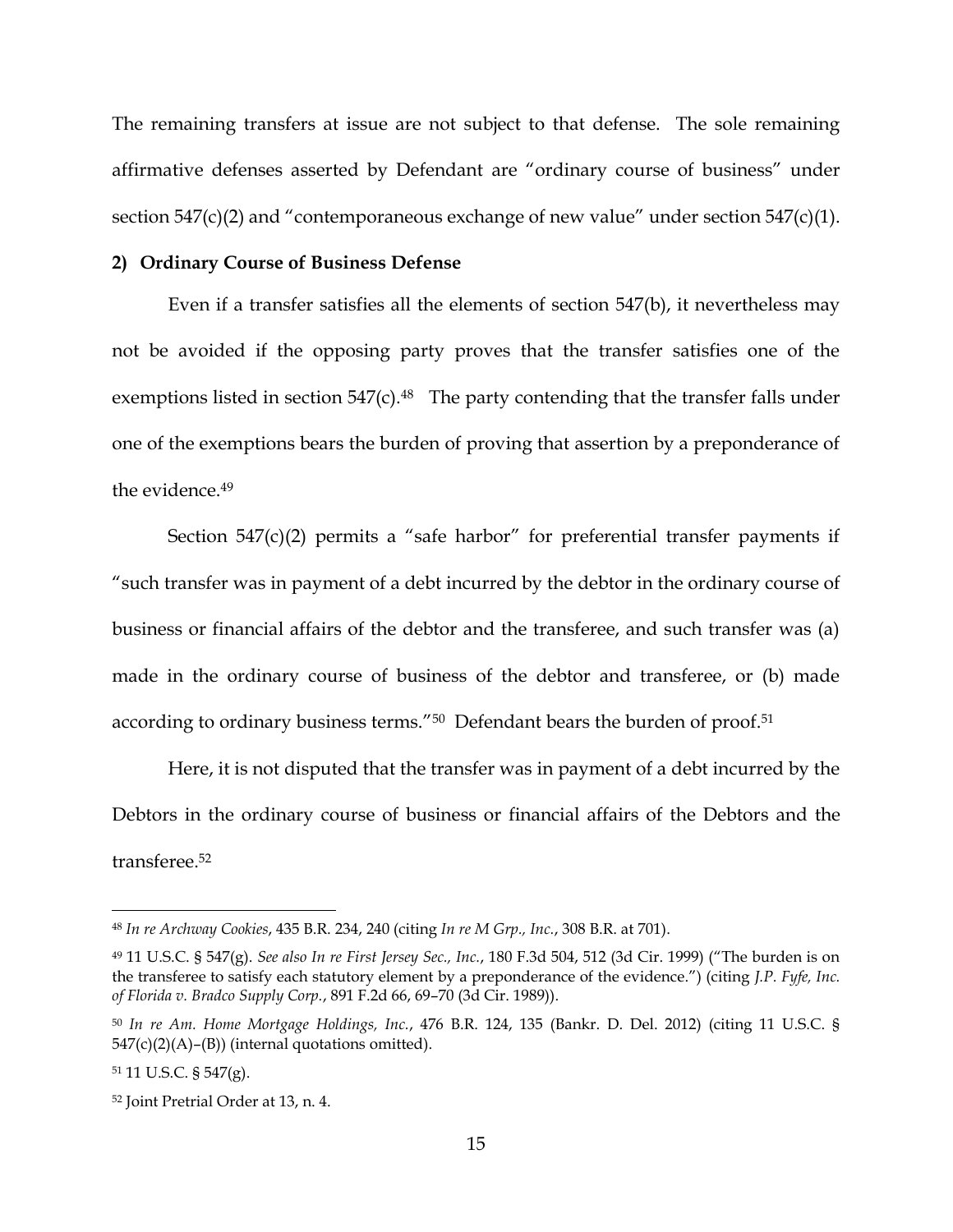The remaining transfers at issue are not subject to that defense. The sole remaining affirmative defenses asserted by Defendant are "ordinary course of business" under section 547(c)(2) and "contemporaneous exchange of new value" under section 547(c)(1).

**2) Ordinary Course of Business Defense**

Even if a transfer satisfies all the elements of section 547(b), it nevertheless may not be avoided if the opposing party proves that the transfer satisfies one of the exemptions listed in section 547(c).[48] The party contending that the transfer falls under one of the exemptions bears the burden of proving that assertion by a preponderance of the evidence.[49]

Section 547(c)(2) permits a "safe harbor" for preferential transfer payments if "such transfer was in payment of a debt incurred by the debtor in the ordinary course of business or financial affairs of the debtor and the transferee, and such transfer was (a) made in the ordinary course of business of the debtor and transferee, or (b) made according to ordinary business terms."[50] Defendant bears the burden of proof.[51]

Here, it is not disputed that the transfer was in payment of a debt incurred by the Debtors in the ordinary course of business or financial affairs of the Debtors and the transferee.[52]

---

[48] *In re Archway Cookies*, 435 B.R. 234, 240 (citing *In re M Grp., Inc.*, 308 B.R. at 701).

[49] 11 U.S.C. § 547(g). *See also In re First Jersey Sec., Inc.*, 180 F.3d 504, 512 (3d Cir. 1999) ("The burden is on the transferee to satisfy each statutory element by a preponderance of the evidence.") (citing *J.P. Fyfe, Inc. of Florida v. Bradco Supply Corp.*, 891 F.2d 66, 69–70 (3d Cir. 1989)).

[50] *In re Am. Home Mortgage Holdings, Inc.*, 476 B.R. 124, 135 (Bankr. D. Del. 2012) (citing 11 U.S.C. § 547(c)(2)(A)–(B)) (internal quotations omitted).

[51] 11 U.S.C. § 547(g).

[52] Joint Pretrial Order at 13, n. 4.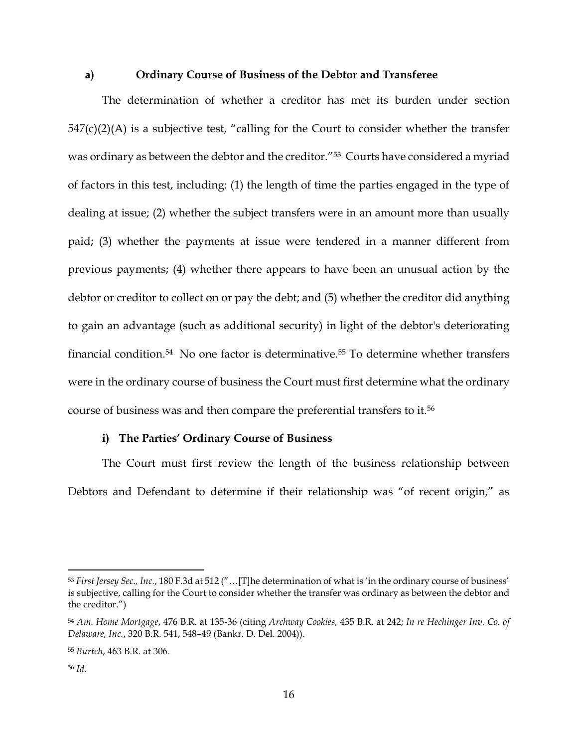### a) Ordinary Course of Business of the Debtor and Transferee

The determination of whether a creditor has met its burden under section 547(c)(2)(A) is a subjective test, "calling for the Court to consider whether the transfer was ordinary as between the debtor and the creditor."[53] Courts have considered a myriad of factors in this test, including: (1) the length of time the parties engaged in the type of dealing at issue; (2) whether the subject transfers were in an amount more than usually paid; (3) whether the payments at issue were tendered in a manner different from previous payments; (4) whether there appears to have been an unusual action by the debtor or creditor to collect on or pay the debt; and (5) whether the creditor did anything to gain an advantage (such as additional security) in light of the debtor's deteriorating financial condition.[54] No one factor is determinative.[55] To determine whether transfers were in the ordinary course of business the Court must first determine what the ordinary course of business was and then compare the preferential transfers to it.[56]

#### i) The Parties' Ordinary Course of Business

The Court must first review the length of the business relationship between Debtors and Defendant to determine if their relationship was "of recent origin," as

---

[53] *First Jersey Sec., Inc.*, 180 F.3d at 512 ("…[T]he determination of what is 'in the ordinary course of business' is subjective, calling for the Court to consider whether the transfer was ordinary as between the debtor and the creditor.")

[54] *Am. Home Mortgage*, 476 B.R. at 135-36 (citing *Archway Cookies,* 435 B.R. at 242; *In re Hechinger Inv. Co. of Delaware, Inc.*, 320 B.R. 541, 548–49 (Bankr. D. Del. 2004)).

[55] *Burtch*, 463 B.R. at 306.

[56] *Id.*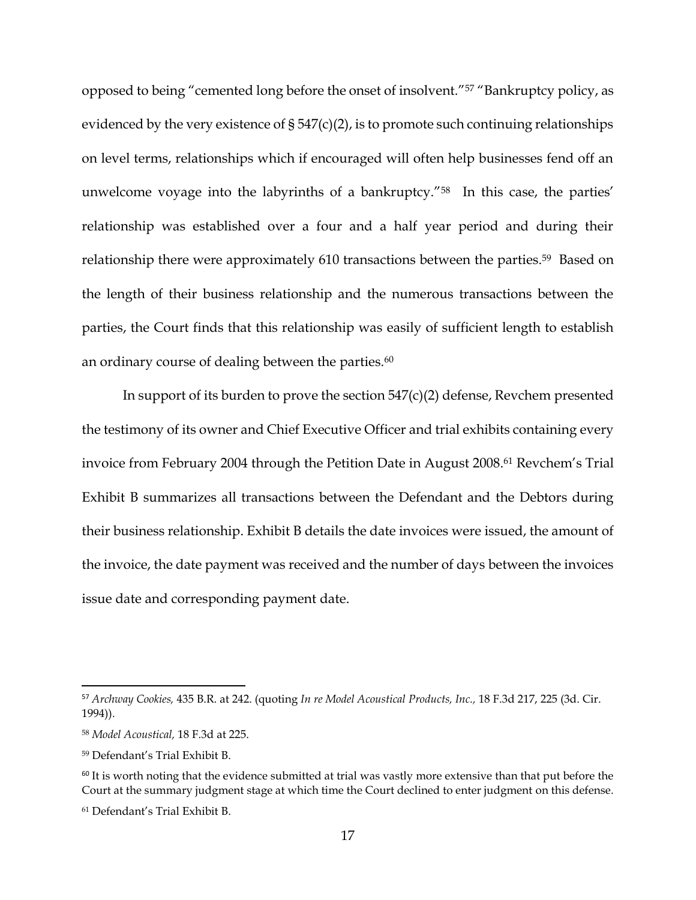opposed to being "cemented long before the onset of insolvent."[57] "Bankruptcy policy, as evidenced by the very existence of § 547(c)(2), is to promote such continuing relationships on level terms, relationships which if encouraged will often help businesses fend off an unwelcome voyage into the labyrinths of a bankruptcy."[58] In this case, the parties' relationship was established over a four and a half year period and during their relationship there were approximately 610 transactions between the parties.[59] Based on the length of their business relationship and the numerous transactions between the parties, the Court finds that this relationship was easily of sufficient length to establish an ordinary course of dealing between the parties.[60]

In support of its burden to prove the section 547(c)(2) defense, Revchem presented the testimony of its owner and Chief Executive Officer and trial exhibits containing every invoice from February 2004 through the Petition Date in August 2008.[61] Revchem's Trial Exhibit B summarizes all transactions between the Defendant and the Debtors during their business relationship. Exhibit B details the date invoices were issued, the amount of the invoice, the date payment was received and the number of days between the invoices issue date and corresponding payment date.

---

[57] *Archway Cookies,* 435 B.R. at 242. (quoting *In re Model Acoustical Products, Inc.,* 18 F.3d 217, 225 (3d. Cir. 1994)).

[58] *Model Acoustical,* 18 F.3d at 225.

[59] Defendant's Trial Exhibit B.

[60] It is worth noting that the evidence submitted at trial was vastly more extensive than that put before the Court at the summary judgment stage at which time the Court declined to enter judgment on this defense.

[61] Defendant's Trial Exhibit B.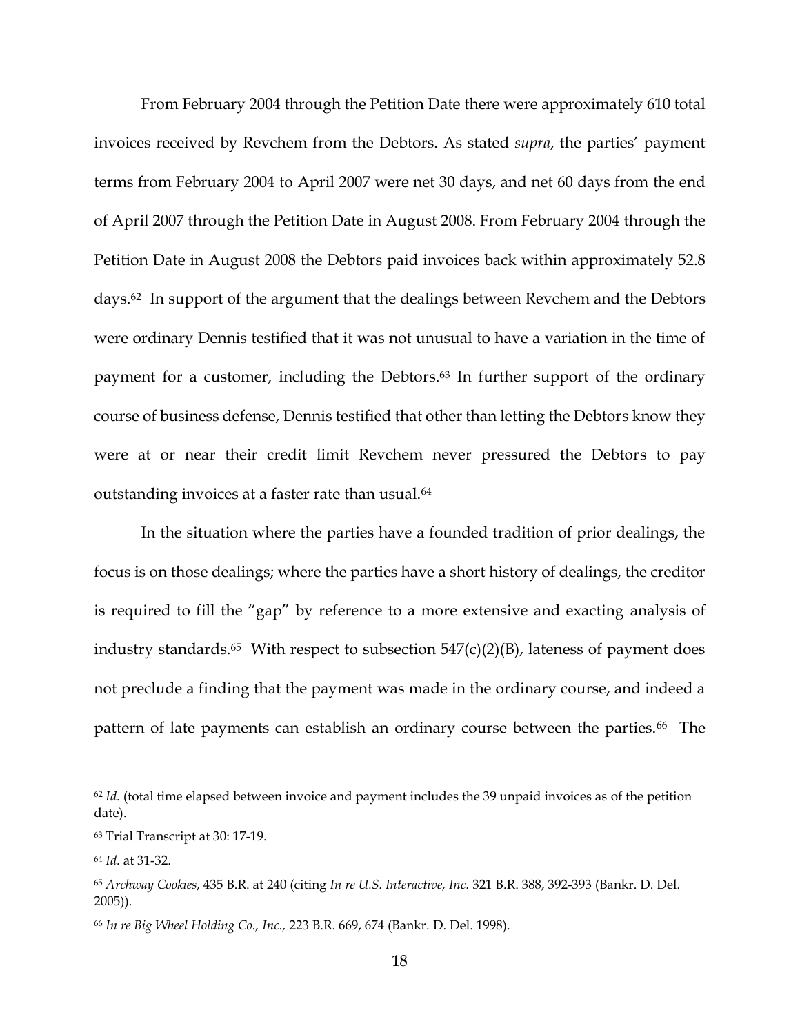From February 2004 through the Petition Date there were approximately 610 total invoices received by Revchem from the Debtors. As stated *supra*, the parties' payment terms from February 2004 to April 2007 were net 30 days, and net 60 days from the end of April 2007 through the Petition Date in August 2008. From February 2004 through the Petition Date in August 2008 the Debtors paid invoices back within approximately 52.8 days.[62] In support of the argument that the dealings between Revchem and the Debtors were ordinary Dennis testified that it was not unusual to have a variation in the time of payment for a customer, including the Debtors.[63] In further support of the ordinary course of business defense, Dennis testified that other than letting the Debtors know they were at or near their credit limit Revchem never pressured the Debtors to pay outstanding invoices at a faster rate than usual.[64]

In the situation where the parties have a founded tradition of prior dealings, the focus is on those dealings; where the parties have a short history of dealings, the creditor is required to fill the "gap" by reference to a more extensive and exacting analysis of industry standards.[65] With respect to subsection 547(c)(2)(B), lateness of payment does not preclude a finding that the payment was made in the ordinary course, and indeed a pattern of late payments can establish an ordinary course between the parties.[66] The

---

[62] *Id.* (total time elapsed between invoice and payment includes the 39 unpaid invoices as of the petition date).

[63] Trial Transcript at 30: 17-19.

[64] *Id.* at 31-32.

[65] *Archway Cookies*, 435 B.R. at 240 (citing *In re U.S. Interactive, Inc.* 321 B.R. 388, 392-393 (Bankr. D. Del. 2005)).

[66] *In re Big Wheel Holding Co., Inc.,* 223 B.R. 669, 674 (Bankr. D. Del. 1998).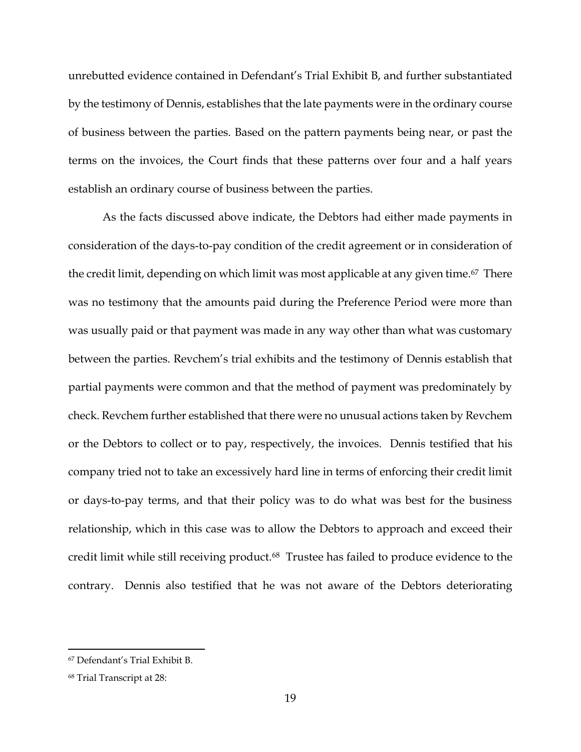unrebutted evidence contained in Defendant's Trial Exhibit B, and further substantiated by the testimony of Dennis, establishes that the late payments were in the ordinary course of business between the parties. Based on the pattern payments being near, or past the terms on the invoices, the Court finds that these patterns over four and a half years establish an ordinary course of business between the parties.

As the facts discussed above indicate, the Debtors had either made payments in consideration of the days-to-pay condition of the credit agreement or in consideration of the credit limit, depending on which limit was most applicable at any given time.[67] There was no testimony that the amounts paid during the Preference Period were more than was usually paid or that payment was made in any way other than what was customary between the parties. Revchem's trial exhibits and the testimony of Dennis establish that partial payments were common and that the method of payment was predominately by check. Revchem further established that there were no unusual actions taken by Revchem or the Debtors to collect or to pay, respectively, the invoices. Dennis testified that his company tried not to take an excessively hard line in terms of enforcing their credit limit or days-to-pay terms, and that their policy was to do what was best for the business relationship, which in this case was to allow the Debtors to approach and exceed their credit limit while still receiving product.[68] Trustee has failed to produce evidence to the contrary. Dennis also testified that he was not aware of the Debtors deteriorating

---

[67] Defendant's Trial Exhibit B.

[68] Trial Transcript at 28: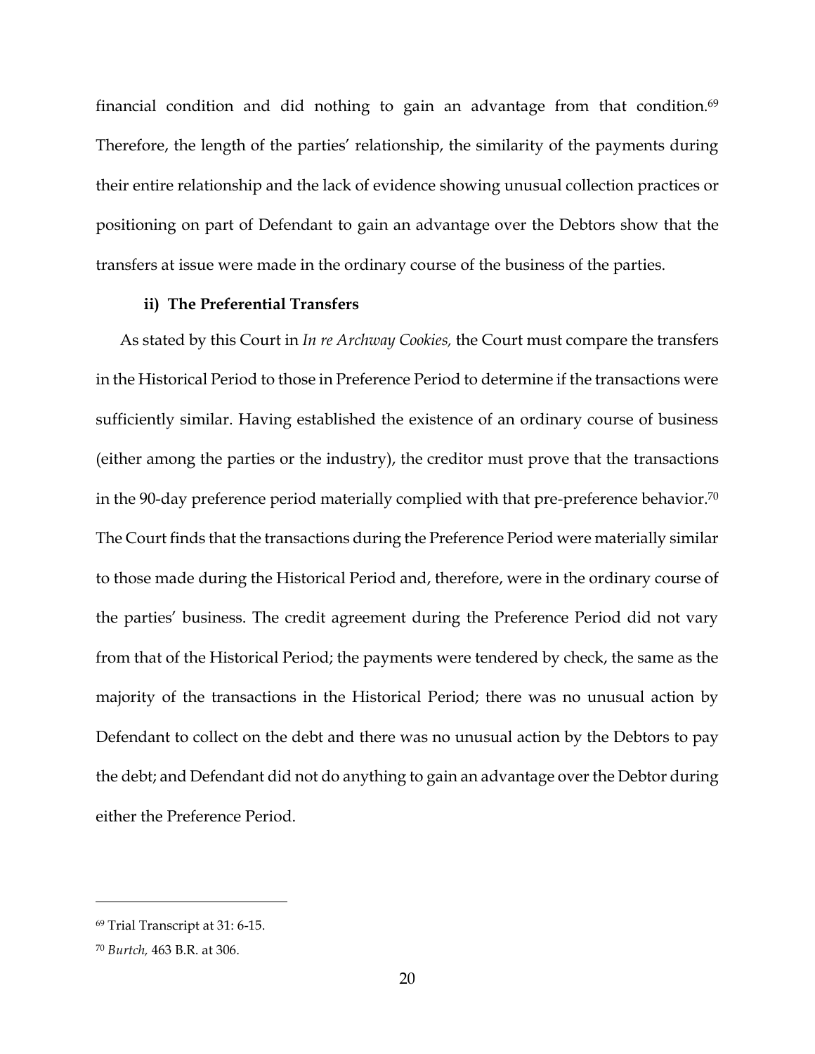financial condition and did nothing to gain an advantage from that condition.[69] Therefore, the length of the parties' relationship, the similarity of the payments during their entire relationship and the lack of evidence showing unusual collection practices or positioning on part of Defendant to gain an advantage over the Debtors show that the transfers at issue were made in the ordinary course of the business of the parties.

**ii) The Preferential Transfers**

As stated by this Court in *In re Archway Cookies,* the Court must compare the transfers in the Historical Period to those in Preference Period to determine if the transactions were sufficiently similar. Having established the existence of an ordinary course of business (either among the parties or the industry), the creditor must prove that the transactions in the 90-day preference period materially complied with that pre-preference behavior.[70] The Court finds that the transactions during the Preference Period were materially similar to those made during the Historical Period and, therefore, were in the ordinary course of the parties' business. The credit agreement during the Preference Period did not vary from that of the Historical Period; the payments were tendered by check, the same as the majority of the transactions in the Historical Period; there was no unusual action by Defendant to collect on the debt and there was no unusual action by the Debtors to pay the debt; and Defendant did not do anything to gain an advantage over the Debtor during either the Preference Period.

---

[69] Trial Transcript at 31: 6-15.

[70] *Burtch,* 463 B.R. at 306.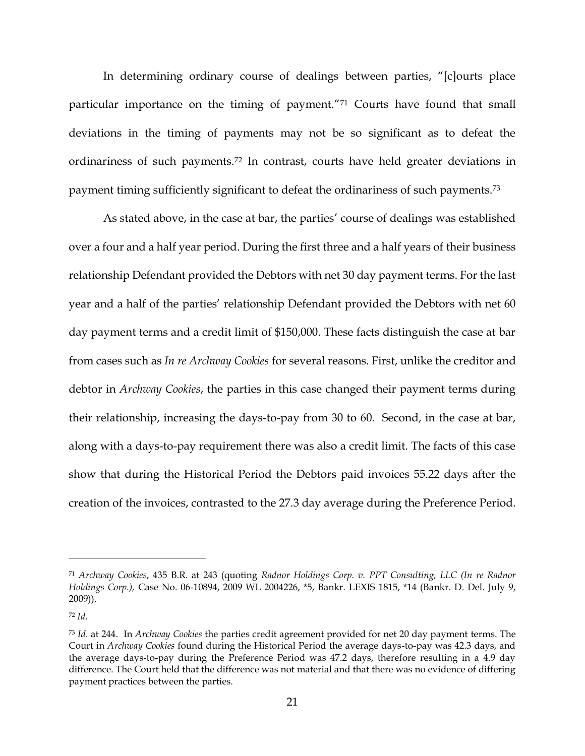In determining ordinary course of dealings between parties, "[c]ourts place particular importance on the timing of payment."[71] Courts have found that small deviations in the timing of payments may not be so significant as to defeat the ordinariness of such payments.[72] In contrast, courts have held greater deviations in payment timing sufficiently significant to defeat the ordinariness of such payments.[73]

As stated above, in the case at bar, the parties' course of dealings was established over a four and a half year period. During the first three and a half years of their business relationship Defendant provided the Debtors with net 30 day payment terms. For the last year and a half of the parties' relationship Defendant provided the Debtors with net 60 day payment terms and a credit limit of $150,000. These facts distinguish the case at bar from cases such as *In re Archway Cookies* for several reasons. First, unlike the creditor and debtor in *Archway Cookies*, the parties in this case changed their payment terms during their relationship, increasing the days-to-pay from 30 to 60. Second, in the case at bar, along with a days-to-pay requirement there was also a credit limit. The facts of this case show that during the Historical Period the Debtors paid invoices 55.22 days after the creation of the invoices, contrasted to the 27.3 day average during the Preference Period.

---

[71] *Archway Cookies*, 435 B.R. at 243 (quoting *Radnor Holdings Corp. v. PPT Consulting, LLC (In re Radnor Holdings Corp.),* Case No. 06-10894, 2009 WL 2004226, *5, Bankr. LEXIS 1815, *14 (Bankr. D. Del. July 9, 2009)).

[72] *Id.*

[73] *Id.* at 244. In *Archway Cookies* the parties credit agreement provided for net 20 day payment terms. The Court in *Archway Cookies* found during the Historical Period the average days-to-pay was 42.3 days, and the average days-to-pay during the Preference Period was 47.2 days, therefore resulting in a 4.9 day difference. The Court held that the difference was not material and that there was no evidence of differing payment practices between the parties.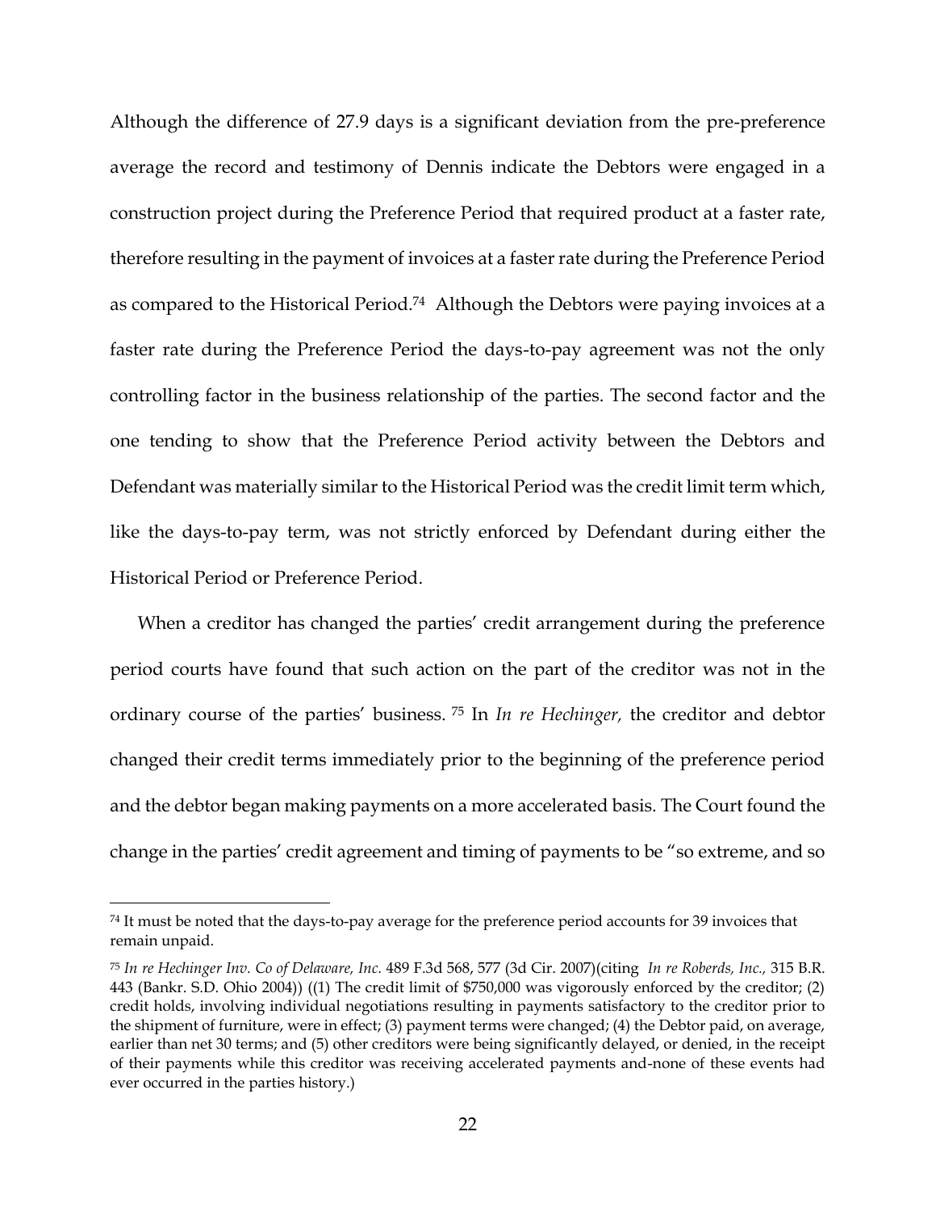Although the difference of 27.9 days is a significant deviation from the pre-preference average the record and testimony of Dennis indicate the Debtors were engaged in a construction project during the Preference Period that required product at a faster rate, therefore resulting in the payment of invoices at a faster rate during the Preference Period as compared to the Historical Period.[74] Although the Debtors were paying invoices at a faster rate during the Preference Period the days-to-pay agreement was not the only controlling factor in the business relationship of the parties. The second factor and the one tending to show that the Preference Period activity between the Debtors and Defendant was materially similar to the Historical Period was the credit limit term which, like the days-to-pay term, was not strictly enforced by Defendant during either the Historical Period or Preference Period.

When a creditor has changed the parties' credit arrangement during the preference period courts have found that such action on the part of the creditor was not in the ordinary course of the parties' business. [75] In *In re Hechinger,* the creditor and debtor changed their credit terms immediately prior to the beginning of the preference period and the debtor began making payments on a more accelerated basis. The Court found the change in the parties' credit agreement and timing of payments to be "so extreme, and so

---

[74] It must be noted that the days-to-pay average for the preference period accounts for 39 invoices that remain unpaid.

[75] *In re Hechinger Inv. Co of Delaware, Inc.* 489 F.3d 568, 577 (3d Cir. 2007)(citing *In re Roberds, Inc.,* 315 B.R. 443 (Bankr. S.D. Ohio 2004)) ((1) The credit limit of $750,000 was vigorously enforced by the creditor; (2) credit holds, involving individual negotiations resulting in payments satisfactory to the creditor prior to the shipment of furniture, were in effect; (3) payment terms were changed; (4) the Debtor paid, on average, earlier than net 30 terms; and (5) other creditors were being significantly delayed, or denied, in the receipt of their payments while this creditor was receiving accelerated payments and-none of these events had ever occurred in the parties history.)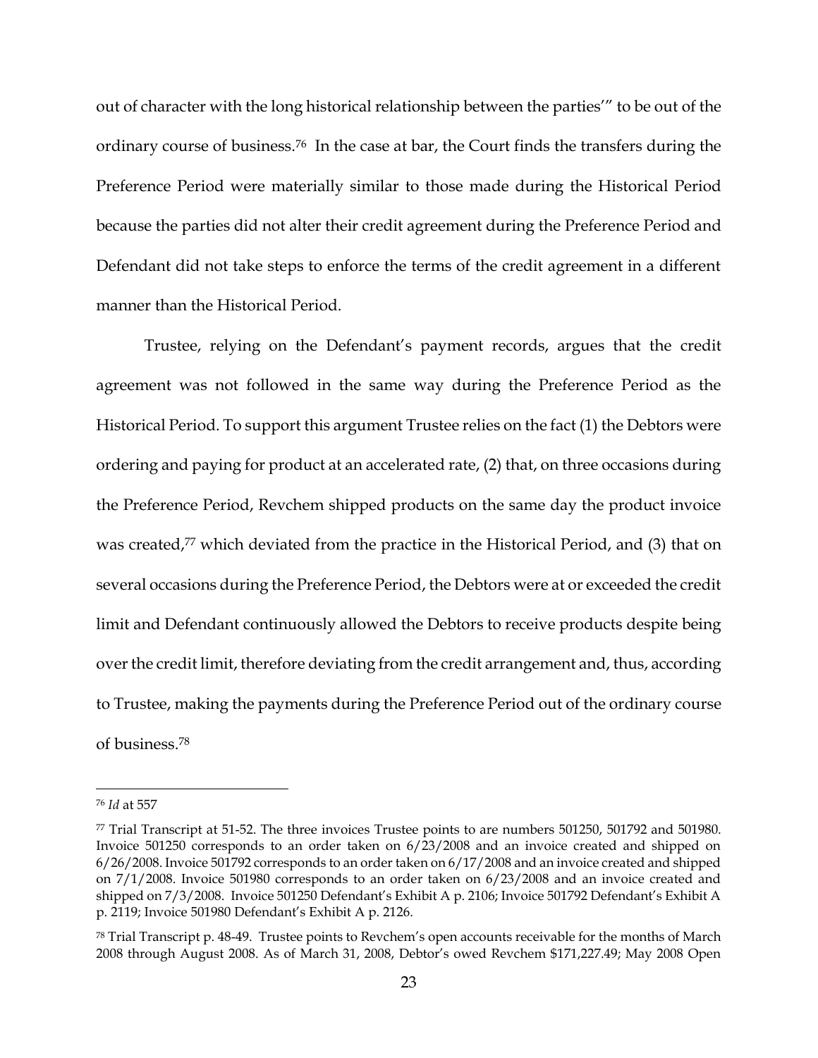out of character with the long historical relationship between the parties'" to be out of the ordinary course of business.[76] In the case at bar, the Court finds the transfers during the Preference Period were materially similar to those made during the Historical Period because the parties did not alter their credit agreement during the Preference Period and Defendant did not take steps to enforce the terms of the credit agreement in a different manner than the Historical Period.

Trustee, relying on the Defendant's payment records, argues that the credit agreement was not followed in the same way during the Preference Period as the Historical Period. To support this argument Trustee relies on the fact (1) the Debtors were ordering and paying for product at an accelerated rate, (2) that, on three occasions during the Preference Period, Revchem shipped products on the same day the product invoice was created,[77] which deviated from the practice in the Historical Period, and (3) that on several occasions during the Preference Period, the Debtors were at or exceeded the credit limit and Defendant continuously allowed the Debtors to receive products despite being over the credit limit, therefore deviating from the credit arrangement and, thus, according to Trustee, making the payments during the Preference Period out of the ordinary course of business.[78]

---

[76] *Id* at 557

[77] Trial Transcript at 51-52. The three invoices Trustee points to are numbers 501250, 501792 and 501980. Invoice 501250 corresponds to an order taken on 6/23/2008 and an invoice created and shipped on 6/26/2008. Invoice 501792 corresponds to an order taken on 6/17/2008 and an invoice created and shipped on 7/1/2008. Invoice 501980 corresponds to an order taken on 6/23/2008 and an invoice created and shipped on 7/3/2008. Invoice 501250 Defendant's Exhibit A p. 2106; Invoice 501792 Defendant's Exhibit A p. 2119; Invoice 501980 Defendant's Exhibit A p. 2126.

[78] Trial Transcript p. 48-49. Trustee points to Revchem's open accounts receivable for the months of March 2008 through August 2008. As of March 31, 2008, Debtor's owed Revchem $171,227.49; May 2008 Open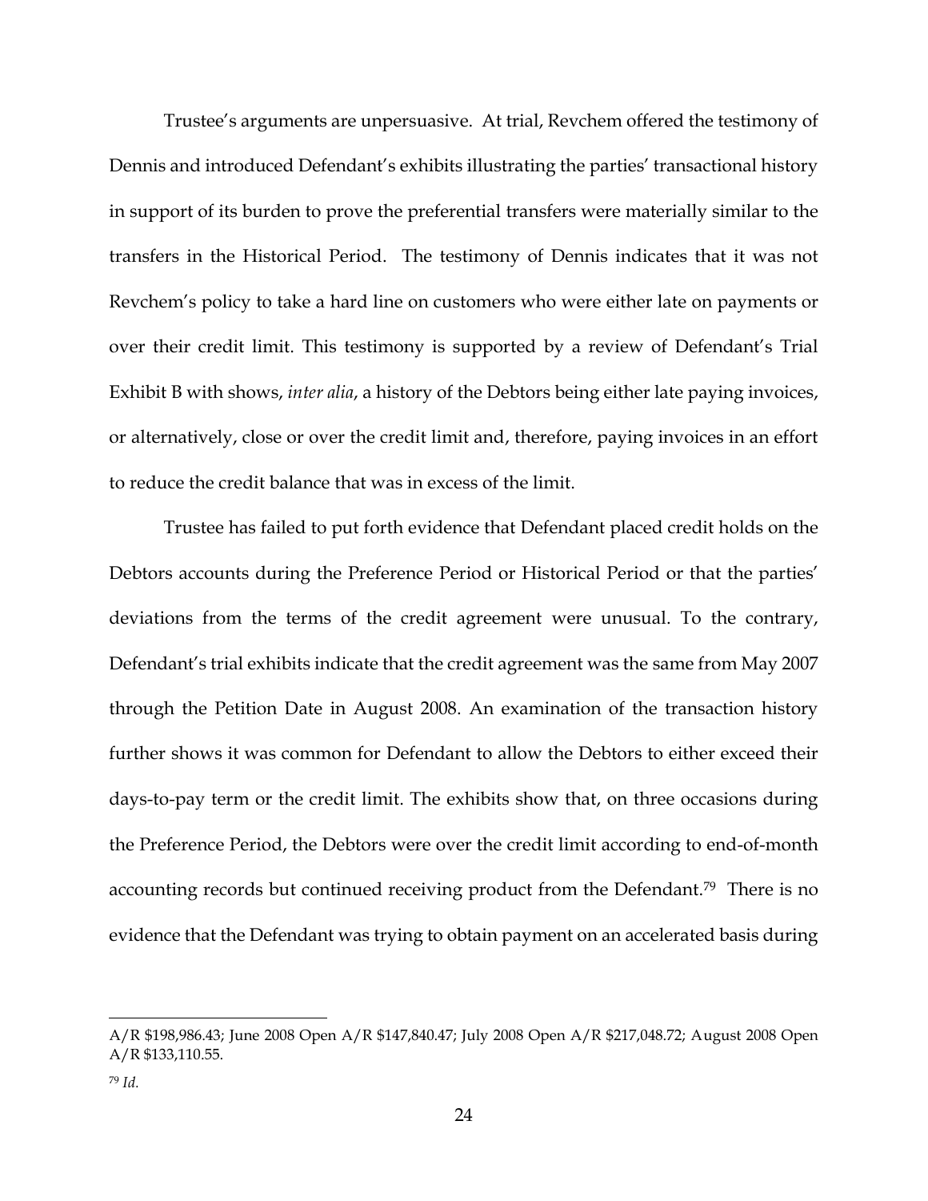Trustee's arguments are unpersuasive. At trial, Revchem offered the testimony of Dennis and introduced Defendant's exhibits illustrating the parties' transactional history in support of its burden to prove the preferential transfers were materially similar to the transfers in the Historical Period. The testimony of Dennis indicates that it was not Revchem's policy to take a hard line on customers who were either late on payments or over their credit limit. This testimony is supported by a review of Defendant's Trial Exhibit B with shows, *inter alia*, a history of the Debtors being either late paying invoices, or alternatively, close or over the credit limit and, therefore, paying invoices in an effort to reduce the credit balance that was in excess of the limit.

Trustee has failed to put forth evidence that Defendant placed credit holds on the Debtors accounts during the Preference Period or Historical Period or that the parties' deviations from the terms of the credit agreement were unusual. To the contrary, Defendant's trial exhibits indicate that the credit agreement was the same from May 2007 through the Petition Date in August 2008. An examination of the transaction history further shows it was common for Defendant to allow the Debtors to either exceed their days-to-pay term or the credit limit. The exhibits show that, on three occasions during the Preference Period, the Debtors were over the credit limit according to end-of-month accounting records but continued receiving product from the Defendant.[79] There is no evidence that the Defendant was trying to obtain payment on an accelerated basis during

---

A/R $198,986.43; June 2008 Open A/R $147,840.47; July 2008 Open A/R $217,048.72; August 2008 Open A/R $133,110.55.

[79] *Id.*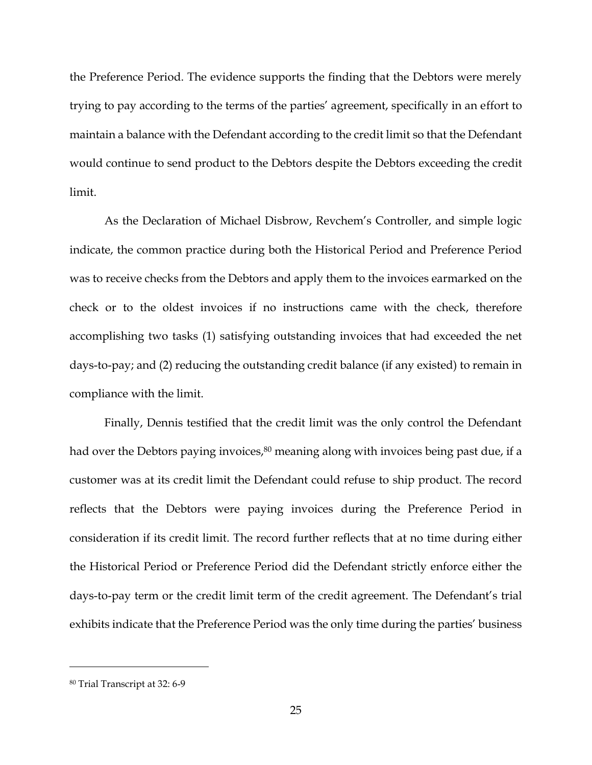the Preference Period. The evidence supports the finding that the Debtors were merely trying to pay according to the terms of the parties' agreement, specifically in an effort to maintain a balance with the Defendant according to the credit limit so that the Defendant would continue to send product to the Debtors despite the Debtors exceeding the credit limit.

As the Declaration of Michael Disbrow, Revchem's Controller, and simple logic indicate, the common practice during both the Historical Period and Preference Period was to receive checks from the Debtors and apply them to the invoices earmarked on the check or to the oldest invoices if no instructions came with the check, therefore accomplishing two tasks (1) satisfying outstanding invoices that had exceeded the net days-to-pay; and (2) reducing the outstanding credit balance (if any existed) to remain in compliance with the limit.

Finally, Dennis testified that the credit limit was the only control the Defendant had over the Debtors paying invoices,[80] meaning along with invoices being past due, if a customer was at its credit limit the Defendant could refuse to ship product. The record reflects that the Debtors were paying invoices during the Preference Period in consideration if its credit limit. The record further reflects that at no time during either the Historical Period or Preference Period did the Defendant strictly enforce either the days-to-pay term or the credit limit term of the credit agreement. The Defendant's trial exhibits indicate that the Preference Period was the only time during the parties' business

---

[80] Trial Transcript at 32: 6-9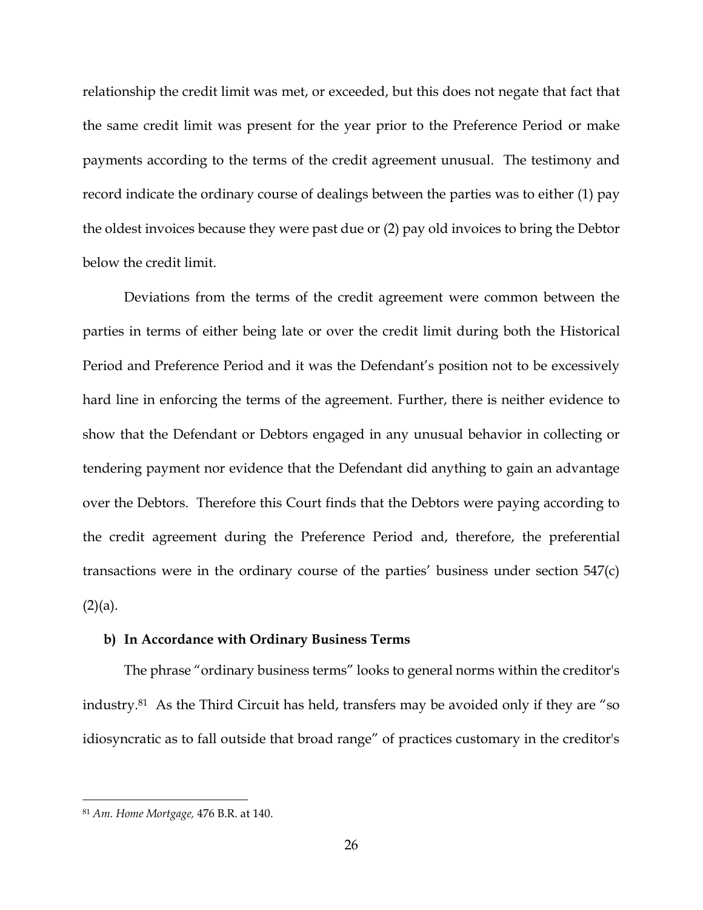relationship the credit limit was met, or exceeded, but this does not negate that fact that the same credit limit was present for the year prior to the Preference Period or make payments according to the terms of the credit agreement unusual. The testimony and record indicate the ordinary course of dealings between the parties was to either (1) pay the oldest invoices because they were past due or (2) pay old invoices to bring the Debtor below the credit limit.

Deviations from the terms of the credit agreement were common between the parties in terms of either being late or over the credit limit during both the Historical Period and Preference Period and it was the Defendant's position not to be excessively hard line in enforcing the terms of the agreement. Further, there is neither evidence to show that the Defendant or Debtors engaged in any unusual behavior in collecting or tendering payment nor evidence that the Defendant did anything to gain an advantage over the Debtors. Therefore this Court finds that the Debtors were paying according to the credit agreement during the Preference Period and, therefore, the preferential transactions were in the ordinary course of the parties' business under section 547(c)(2)(a).

**b) In Accordance with Ordinary Business Terms**

The phrase "ordinary business terms" looks to general norms within the creditor's industry.[81] As the Third Circuit has held, transfers may be avoided only if they are "so idiosyncratic as to fall outside that broad range" of practices customary in the creditor's

---

[81] *Am. Home Mortgage,* 476 B.R. at 140.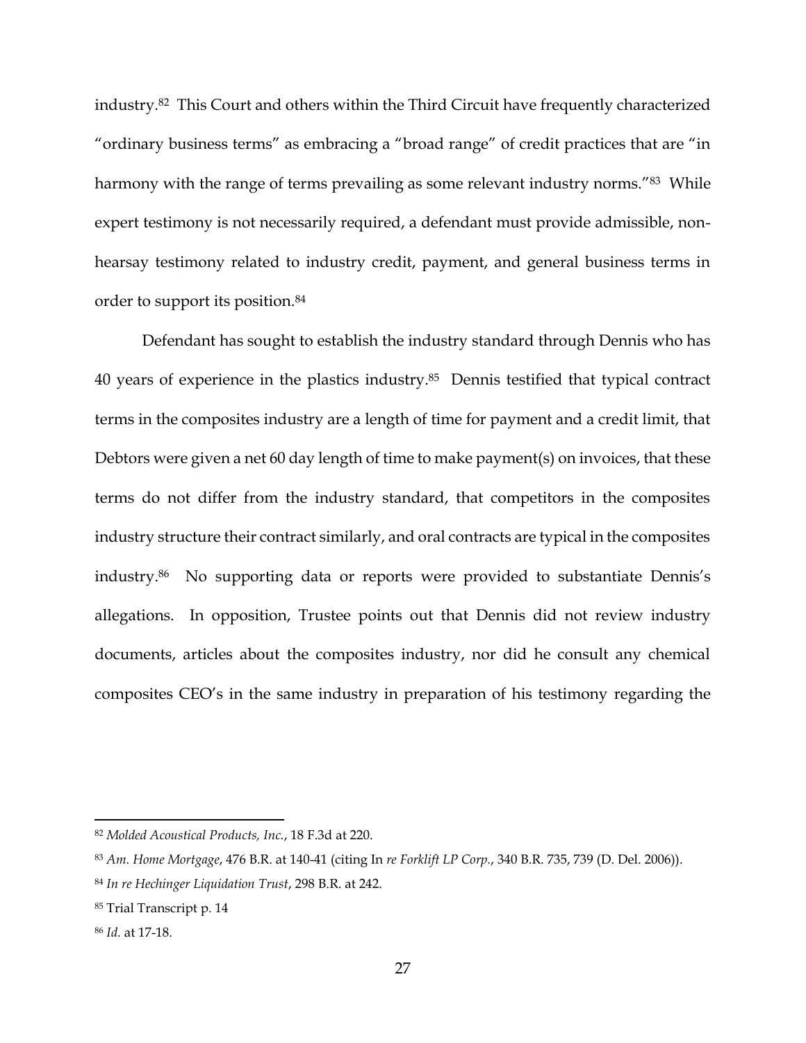industry.[82] This Court and others within the Third Circuit have frequently characterized "ordinary business terms" as embracing a "broad range" of credit practices that are "in harmony with the range of terms prevailing as some relevant industry norms."[83] While expert testimony is not necessarily required, a defendant must provide admissible, non-hearsay testimony related to industry credit, payment, and general business terms in order to support its position.[84]

Defendant has sought to establish the industry standard through Dennis who has 40 years of experience in the plastics industry.[85] Dennis testified that typical contract terms in the composites industry are a length of time for payment and a credit limit, that Debtors were given a net 60 day length of time to make payment(s) on invoices, that these terms do not differ from the industry standard, that competitors in the composites industry structure their contract similarly, and oral contracts are typical in the composites industry.[86] No supporting data or reports were provided to substantiate Dennis's allegations. In opposition, Trustee points out that Dennis did not review industry documents, articles about the composites industry, nor did he consult any chemical composites CEO's in the same industry in preparation of his testimony regarding the

---

[82] *Molded Acoustical Products, Inc.*, 18 F.3d at 220.

[83] *Am. Home Mortgage*, 476 B.R. at 140-41 (citing In *re Forklift LP Corp.*, 340 B.R. 735, 739 (D. Del. 2006)).

[84] *In re Hechinger Liquidation Trust*, 298 B.R. at 242.

[85] Trial Transcript p. 14

[86] *Id.* at 17-18.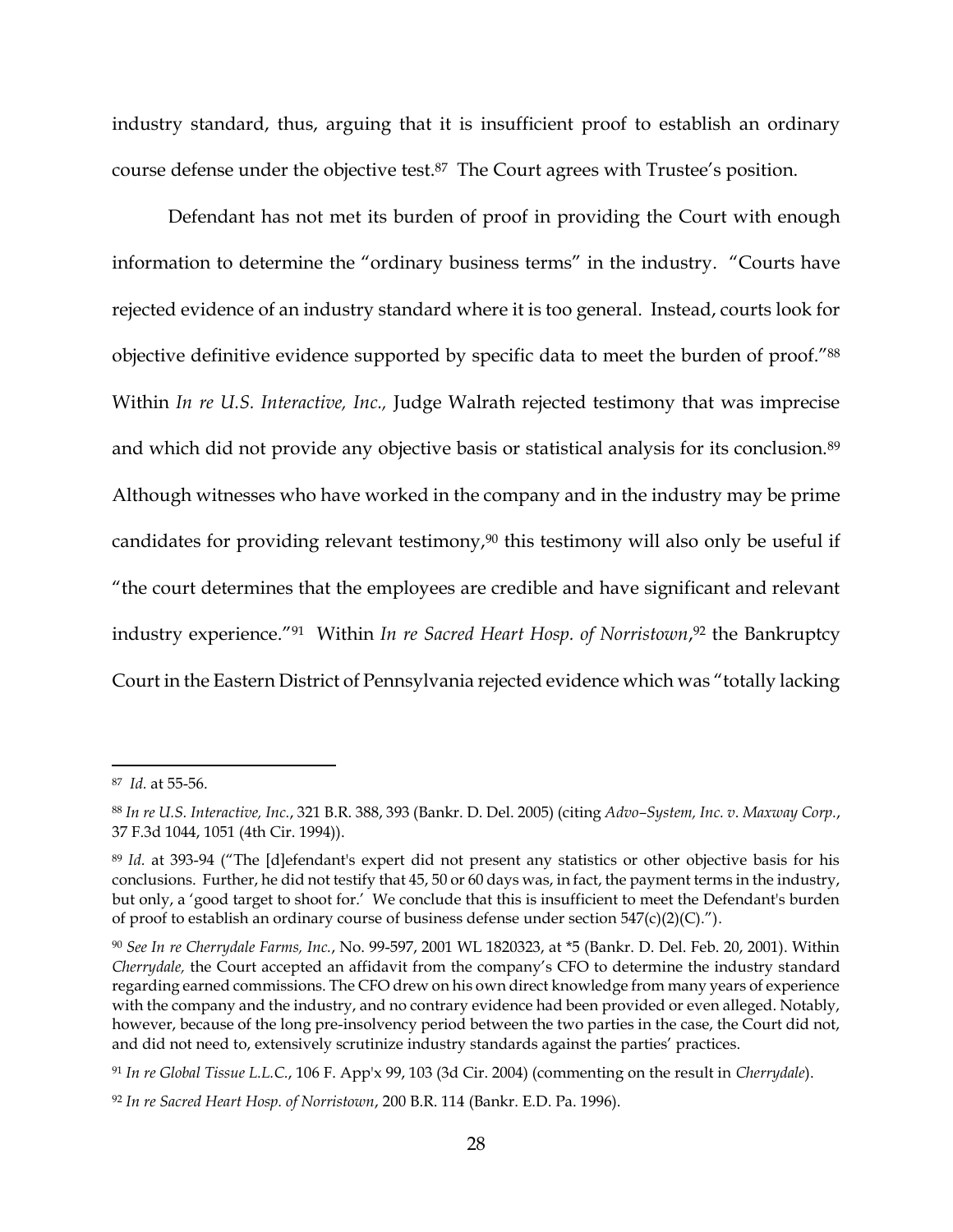industry standard, thus, arguing that it is insufficient proof to establish an ordinary course defense under the objective test.[87] The Court agrees with Trustee's position.

Defendant has not met its burden of proof in providing the Court with enough information to determine the "ordinary business terms" in the industry. "Courts have rejected evidence of an industry standard where it is too general. Instead, courts look for objective definitive evidence supported by specific data to meet the burden of proof."[88] Within *In re U.S. Interactive, Inc.,* Judge Walrath rejected testimony that was imprecise and which did not provide any objective basis or statistical analysis for its conclusion.[89] Although witnesses who have worked in the company and in the industry may be prime candidates for providing relevant testimony,[90] this testimony will also only be useful if "the court determines that the employees are credible and have significant and relevant industry experience."[91] Within *In re Sacred Heart Hosp. of Norristown*,[92] the Bankruptcy Court in the Eastern District of Pennsylvania rejected evidence which was "totally lacking

---

[87] *Id.* at 55-56.

[88] *In re U.S. Interactive, Inc.*, 321 B.R. 388, 393 (Bankr. D. Del. 2005) (citing *Advo–System, Inc. v. Maxway Corp.*, 37 F.3d 1044, 1051 (4th Cir. 1994)).

[89] *Id.* at 393-94 ("The [d]efendant's expert did not present any statistics or other objective basis for his conclusions. Further, he did not testify that 45, 50 or 60 days was, in fact, the payment terms in the industry, but only, a 'good target to shoot for.' We conclude that this is insufficient to meet the Defendant's burden of proof to establish an ordinary course of business defense under section 547(c)(2)(C).").

[90] *See In re Cherrydale Farms, Inc.*, No. 99-597, 2001 WL 1820323, at *5 (Bankr. D. Del. Feb. 20, 2001). Within *Cherrydale,* the Court accepted an affidavit from the company's CFO to determine the industry standard regarding earned commissions. The CFO drew on his own direct knowledge from many years of experience with the company and the industry, and no contrary evidence had been provided or even alleged. Notably, however, because of the long pre-insolvency period between the two parties in the case, the Court did not, and did not need to, extensively scrutinize industry standards against the parties' practices.

[91] *In re Global Tissue L.L.C.*, 106 F. App'x 99, 103 (3d Cir. 2004) (commenting on the result in *Cherrydale*).

[92] *In re Sacred Heart Hosp. of Norristown*, 200 B.R. 114 (Bankr. E.D. Pa. 1996).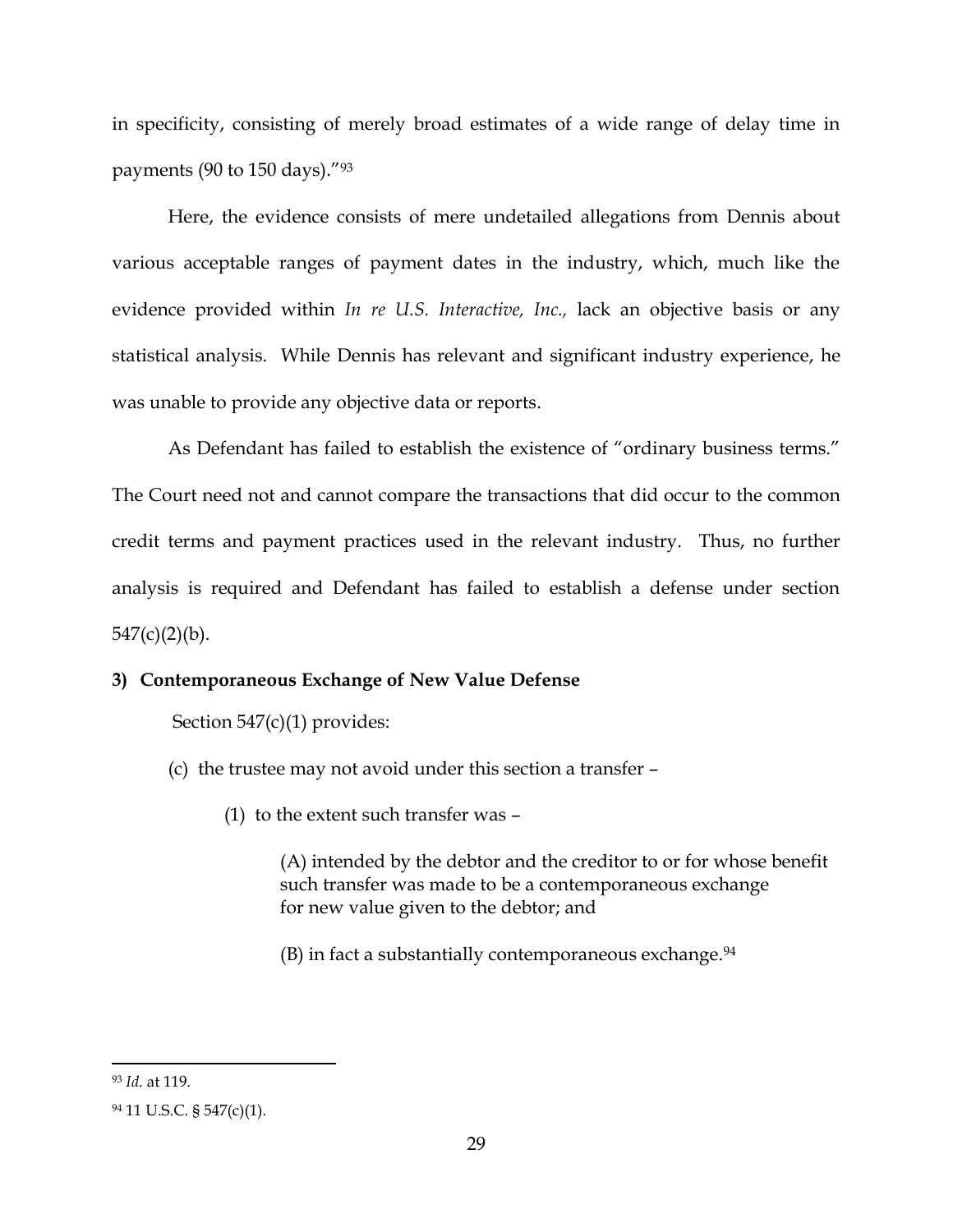in specificity, consisting of merely broad estimates of a wide range of delay time in payments (90 to 150 days)."[93]

Here, the evidence consists of mere undetailed allegations from Dennis about various acceptable ranges of payment dates in the industry, which, much like the evidence provided within *In re U.S. Interactive, Inc.,* lack an objective basis or any statistical analysis. While Dennis has relevant and significant industry experience, he was unable to provide any objective data or reports.

As Defendant has failed to establish the existence of "ordinary business terms." The Court need not and cannot compare the transactions that did occur to the common credit terms and payment practices used in the relevant industry. Thus, no further analysis is required and Defendant has failed to establish a defense under section 547(c)(2)(b).

**3) Contemporaneous Exchange of New Value Defense**

Section 547(c)(1) provides:

> (c) the trustee may not avoid under this section a transfer –
>
> > (1) to the extent such transfer was –
> >
> > > (A) intended by the debtor and the creditor to or for whose benefit such transfer was made to be a contemporaneous exchange for new value given to the debtor; and
> > >
> > > (B) in fact a substantially contemporaneous exchange.[94]

---

[93] *Id.* at 119.

[94] 11 U.S.C. § 547(c)(1).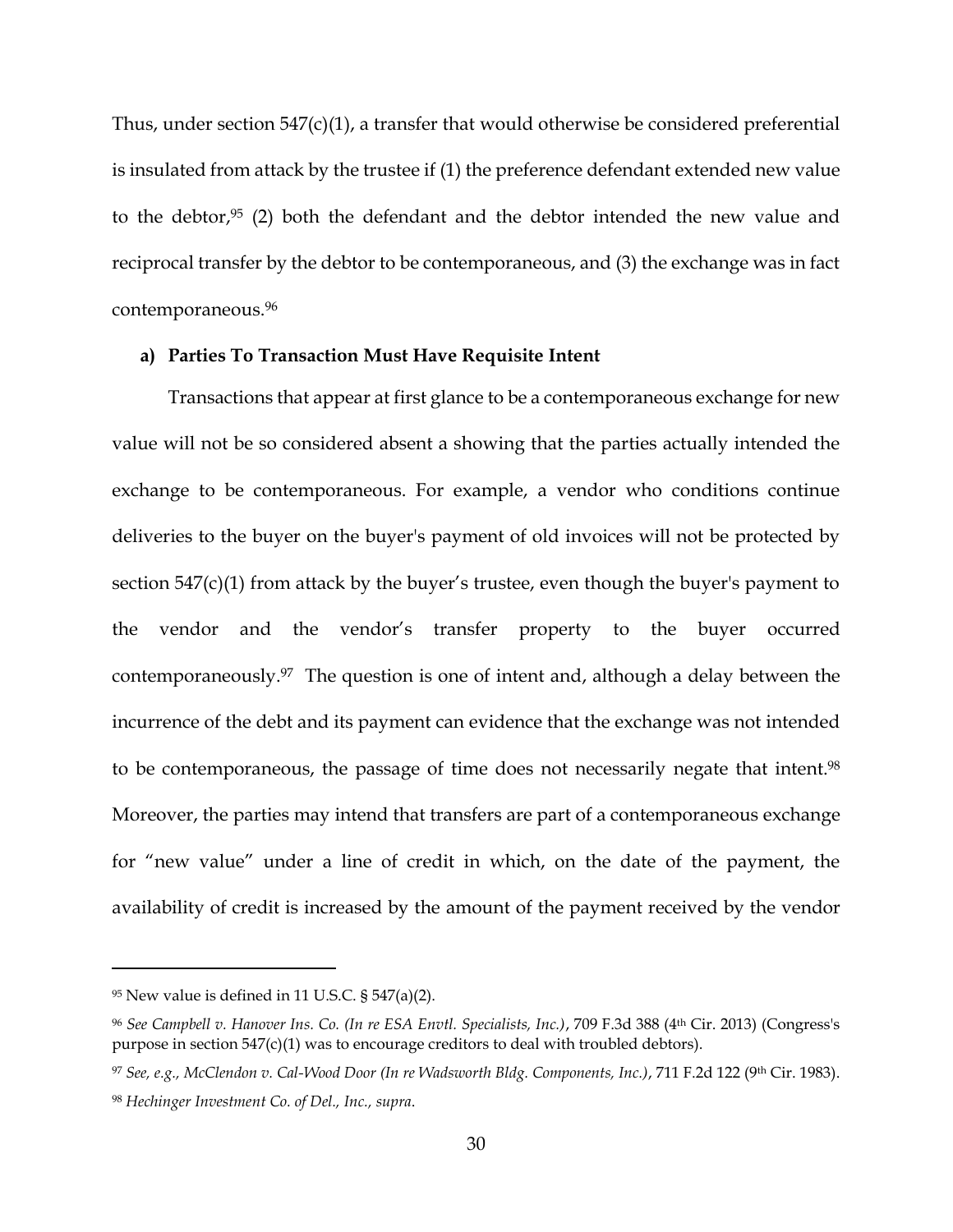Thus, under section 547(c)(1), a transfer that would otherwise be considered preferential is insulated from attack by the trustee if (1) the preference defendant extended new value to the debtor,[95] (2) both the defendant and the debtor intended the new value and reciprocal transfer by the debtor to be contemporaneous, and (3) the exchange was in fact contemporaneous.[96]

**a) Parties To Transaction Must Have Requisite Intent**

Transactions that appear at first glance to be a contemporaneous exchange for new value will not be so considered absent a showing that the parties actually intended the exchange to be contemporaneous. For example, a vendor who conditions continue deliveries to the buyer on the buyer's payment of old invoices will not be protected by section 547(c)(1) from attack by the buyer's trustee, even though the buyer's payment to the vendor and the vendor's transfer property to the buyer occurred contemporaneously.[97] The question is one of intent and, although a delay between the incurrence of the debt and its payment can evidence that the exchange was not intended to be contemporaneous, the passage of time does not necessarily negate that intent.[98] Moreover, the parties may intend that transfers are part of a contemporaneous exchange for "new value" under a line of credit in which, on the date of the payment, the availability of credit is increased by the amount of the payment received by the vendor

---

[95] New value is defined in 11 U.S.C. § 547(a)(2).

[96] *See Campbell v. Hanover Ins. Co. (In re ESA Envtl. Specialists, Inc.)*, 709 F.3d 388 (4th Cir. 2013) (Congress's purpose in section 547(c)(1) was to encourage creditors to deal with troubled debtors).

[97] *See, e.g., McClendon v. Cal-Wood Door (In re Wadsworth Bldg. Components, Inc.)*, 711 F.2d 122 (9th Cir. 1983).

[98] *Hechinger Investment Co. of Del., Inc., supra.*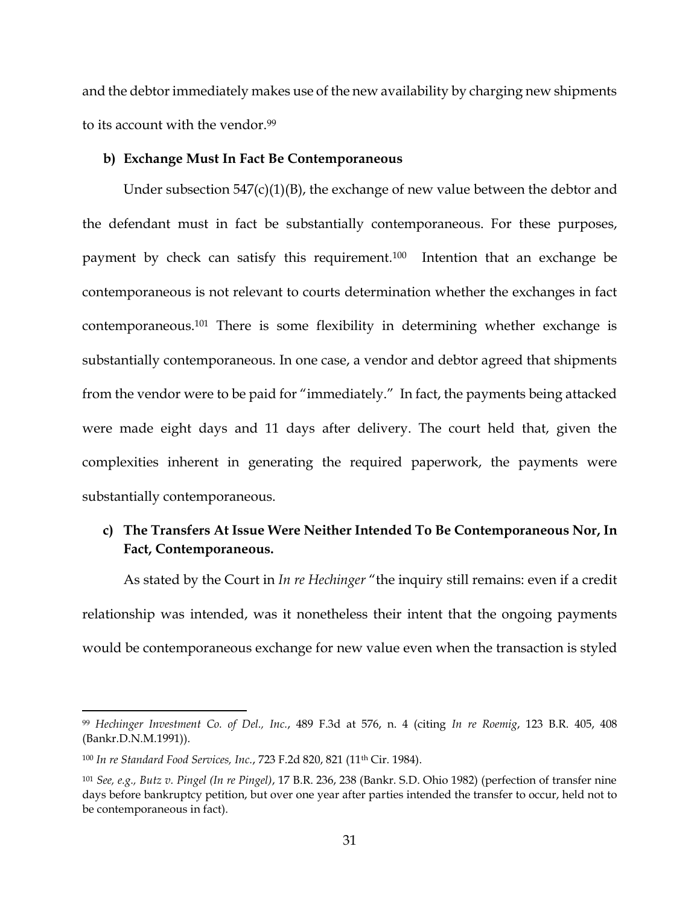and the debtor immediately makes use of the new availability by charging new shipments to its account with the vendor.[99]

**b) Exchange Must In Fact Be Contemporaneous**

Under subsection 547(c)(1)(B), the exchange of new value between the debtor and the defendant must in fact be substantially contemporaneous. For these purposes, payment by check can satisfy this requirement.[100] Intention that an exchange be contemporaneous is not relevant to courts determination whether the exchanges in fact contemporaneous.[101] There is some flexibility in determining whether exchange is substantially contemporaneous. In one case, a vendor and debtor agreed that shipments from the vendor were to be paid for "immediately." In fact, the payments being attacked were made eight days and 11 days after delivery. The court held that, given the complexities inherent in generating the required paperwork, the payments were substantially contemporaneous.

**c) The Transfers At Issue Were Neither Intended To Be Contemporaneous Nor, In Fact, Contemporaneous.**

As stated by the Court in *In re Hechinger* "the inquiry still remains: even if a credit relationship was intended, was it nonetheless their intent that the ongoing payments would be contemporaneous exchange for new value even when the transaction is styled

---

[99] *Hechinger Investment Co. of Del., Inc.*, 489 F.3d at 576, n. 4 (citing *In re Roemig*, 123 B.R. 405, 408 (Bankr.D.N.M.1991)).

[100] *In re Standard Food Services, Inc.*, 723 F.2d 820, 821 (11th Cir. 1984).

[101] *See, e.g., Butz v. Pingel (In re Pingel)*, 17 B.R. 236, 238 (Bankr. S.D. Ohio 1982) (perfection of transfer nine days before bankruptcy petition, but over one year after parties intended the transfer to occur, held not to be contemporaneous in fact).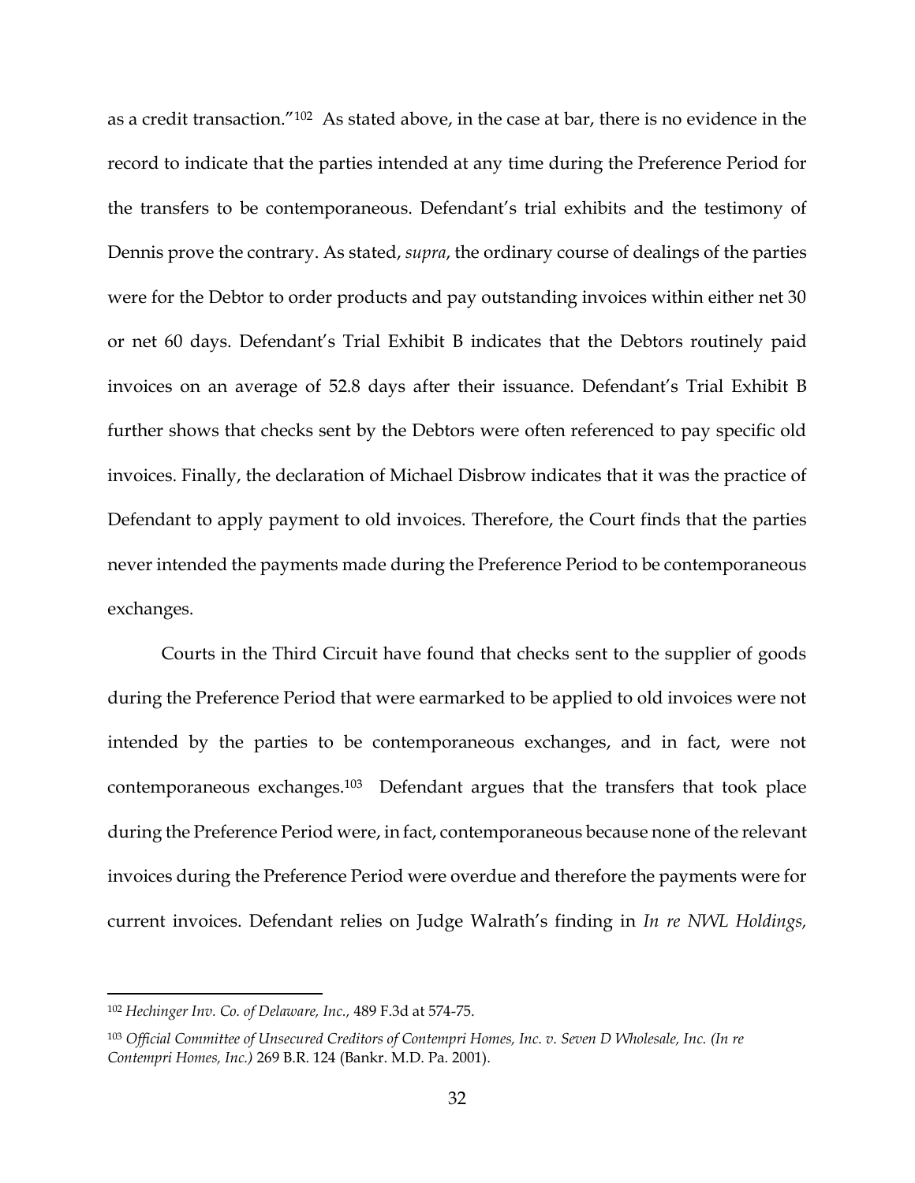as a credit transaction."[102] As stated above, in the case at bar, there is no evidence in the record to indicate that the parties intended at any time during the Preference Period for the transfers to be contemporaneous. Defendant's trial exhibits and the testimony of Dennis prove the contrary. As stated, *supra*, the ordinary course of dealings of the parties were for the Debtor to order products and pay outstanding invoices within either net 30 or net 60 days. Defendant's Trial Exhibit B indicates that the Debtors routinely paid invoices on an average of 52.8 days after their issuance. Defendant's Trial Exhibit B further shows that checks sent by the Debtors were often referenced to pay specific old invoices. Finally, the declaration of Michael Disbrow indicates that it was the practice of Defendant to apply payment to old invoices. Therefore, the Court finds that the parties never intended the payments made during the Preference Period to be contemporaneous exchanges.

Courts in the Third Circuit have found that checks sent to the supplier of goods during the Preference Period that were earmarked to be applied to old invoices were not intended by the parties to be contemporaneous exchanges, and in fact, were not contemporaneous exchanges.[103] Defendant argues that the transfers that took place during the Preference Period were, in fact, contemporaneous because none of the relevant invoices during the Preference Period were overdue and therefore the payments were for current invoices. Defendant relies on Judge Walrath's finding in *In re NWL Holdings,*

---

[102] *Hechinger Inv. Co. of Delaware, Inc.*, 489 F.3d at 574-75.

[103] *Official Committee of Unsecured Creditors of Contempri Homes, Inc. v. Seven D Wholesale, Inc. (In re Contempri Homes, Inc.)* 269 B.R. 124 (Bankr. M.D. Pa. 2001).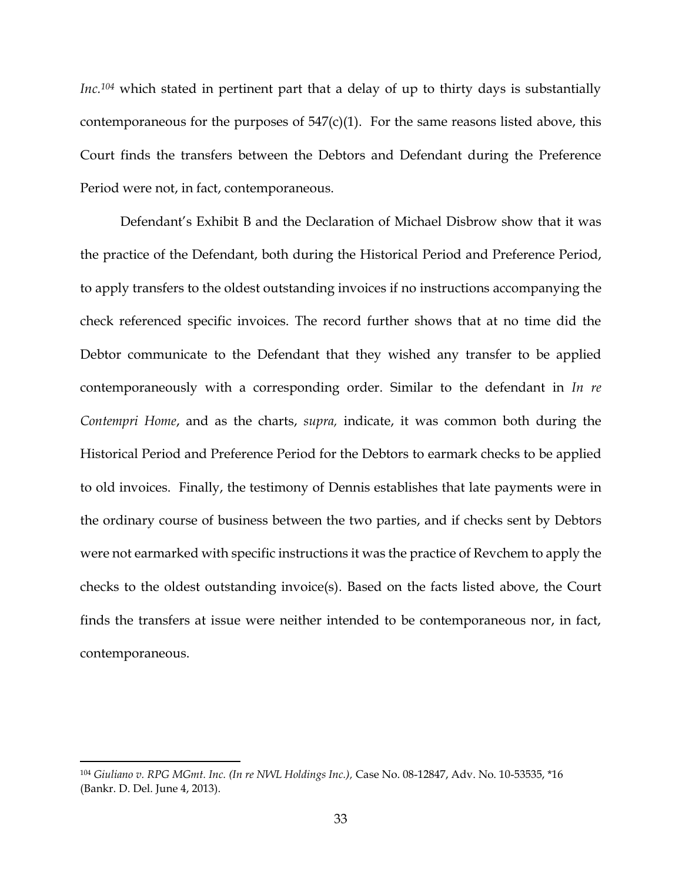*Inc.*[104] which stated in pertinent part that a delay of up to thirty days is substantially contemporaneous for the purposes of 547(c)(1). For the same reasons listed above, this Court finds the transfers between the Debtors and Defendant during the Preference Period were not, in fact, contemporaneous.

Defendant's Exhibit B and the Declaration of Michael Disbrow show that it was the practice of the Defendant, both during the Historical Period and Preference Period, to apply transfers to the oldest outstanding invoices if no instructions accompanying the check referenced specific invoices. The record further shows that at no time did the Debtor communicate to the Defendant that they wished any transfer to be applied contemporaneously with a corresponding order. Similar to the defendant in *In re Contempri Home*, and as the charts, *supra,* indicate, it was common both during the Historical Period and Preference Period for the Debtors to earmark checks to be applied to old invoices. Finally, the testimony of Dennis establishes that late payments were in the ordinary course of business between the two parties, and if checks sent by Debtors were not earmarked with specific instructions it was the practice of Revchem to apply the checks to the oldest outstanding invoice(s). Based on the facts listed above, the Court finds the transfers at issue were neither intended to be contemporaneous nor, in fact, contemporaneous.

---

[104] *Giuliano v. RPG MGmt. Inc. (In re NWL Holdings Inc.),* Case No. 08-12847, Adv. No. 10-53535, *16 (Bankr. D. Del. June 4, 2013).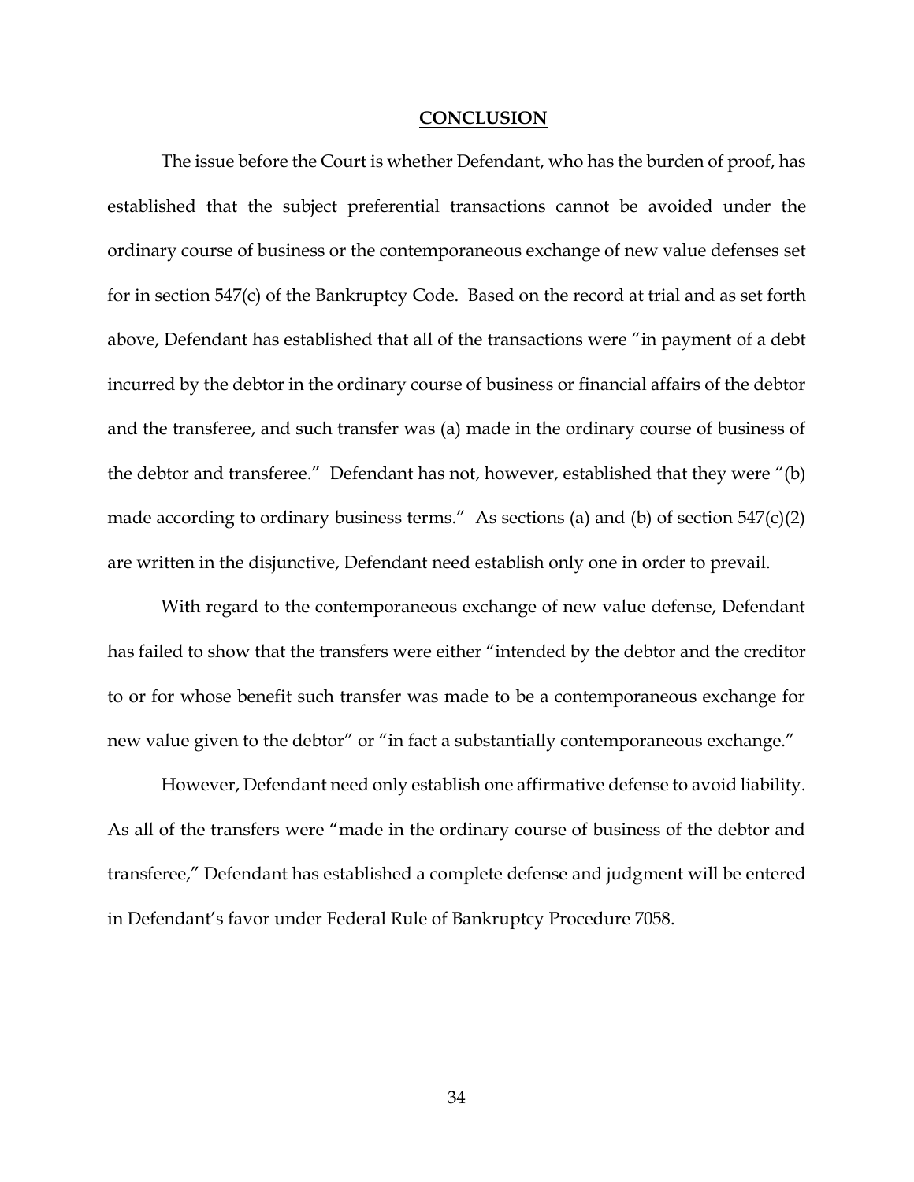## CONCLUSION

The issue before the Court is whether Defendant, who has the burden of proof, has established that the subject preferential transactions cannot be avoided under the ordinary course of business or the contemporaneous exchange of new value defenses set for in section 547(c) of the Bankruptcy Code. Based on the record at trial and as set forth above, Defendant has established that all of the transactions were "in payment of a debt incurred by the debtor in the ordinary course of business or financial affairs of the debtor and the transferee, and such transfer was (a) made in the ordinary course of business of the debtor and transferee." Defendant has not, however, established that they were "(b) made according to ordinary business terms." As sections (a) and (b) of section 547(c)(2) are written in the disjunctive, Defendant need establish only one in order to prevail.

With regard to the contemporaneous exchange of new value defense, Defendant has failed to show that the transfers were either "intended by the debtor and the creditor to or for whose benefit such transfer was made to be a contemporaneous exchange for new value given to the debtor" or "in fact a substantially contemporaneous exchange."

However, Defendant need only establish one affirmative defense to avoid liability. As all of the transfers were "made in the ordinary course of business of the debtor and transferee," Defendant has established a complete defense and judgment will be entered in Defendant's favor under Federal Rule of Bankruptcy Procedure 7058.